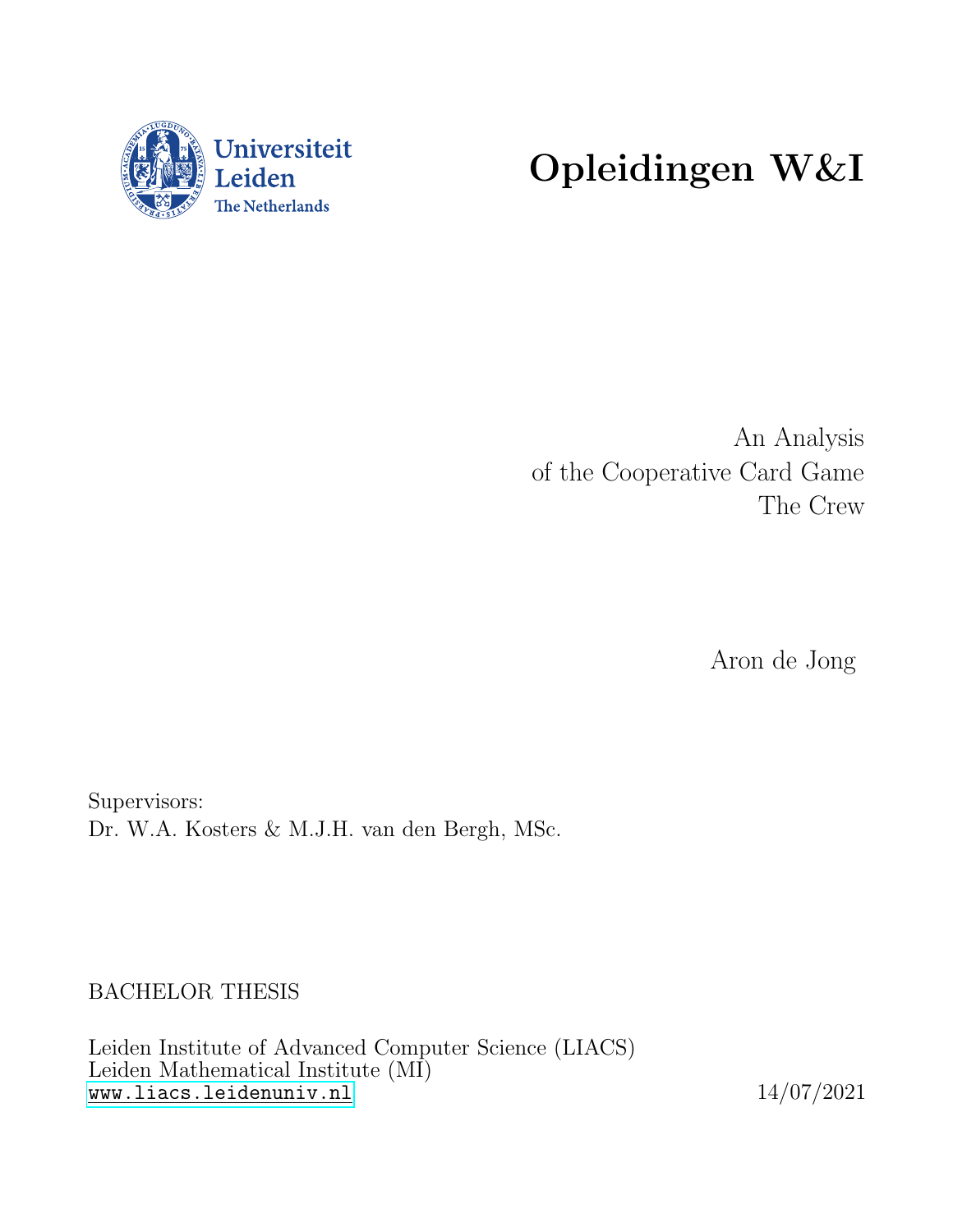Universiteit Leiden
The Netherlands

# Opleidingen W&I

An Analysis
of the Cooperative Card Game
The Crew

Aron de Jong

Supervisors:
Dr. W.A. Kosters & M.J.H. van den Bergh, MSc.

BACHELOR THESIS

Leiden Institute of Advanced Computer Science (LIACS)
Leiden Mathematical Institute (MI)
www.liacs.leidenuniv.nl

14/07/2021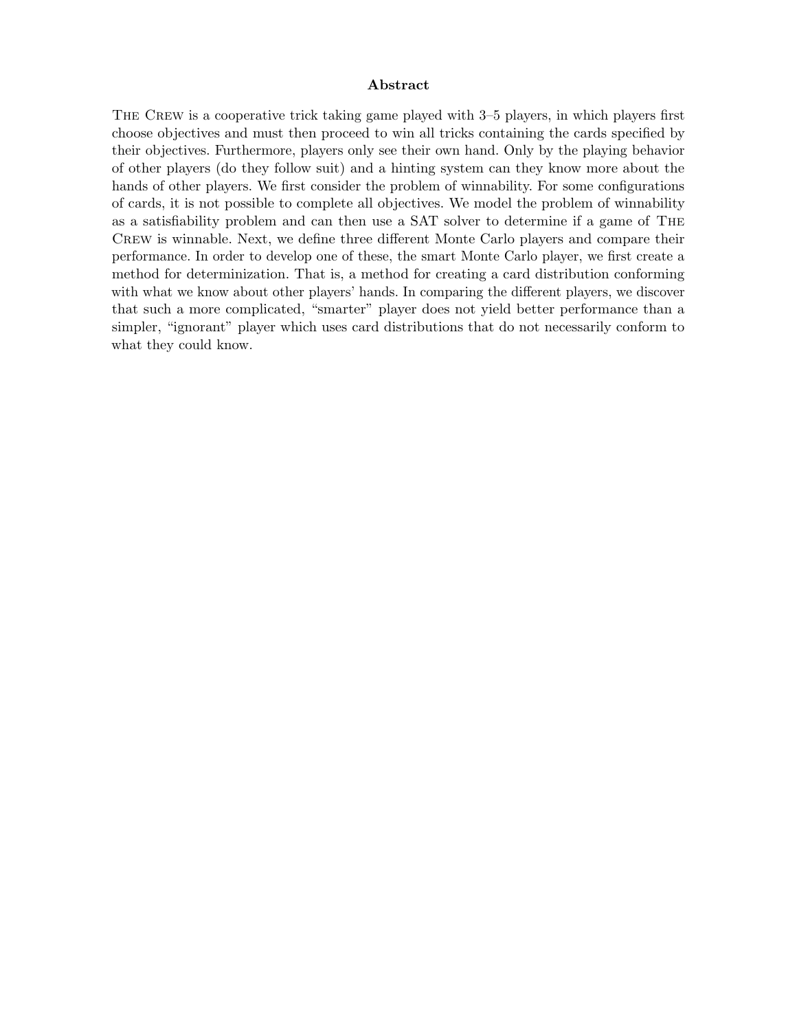**Abstract**

The Crew is a cooperative trick taking game played with 3–5 players, in which players first choose objectives and must then proceed to win all tricks containing the cards specified by their objectives. Furthermore, players only see their own hand. Only by the playing behavior of other players (do they follow suit) and a hinting system can they know more about the hands of other players. We first consider the problem of winnability. For some configurations of cards, it is not possible to complete all objectives. We model the problem of winnability as a satisfiability problem and can then use a SAT solver to determine if a game of The Crew is winnable. Next, we define three different Monte Carlo players and compare their performance. In order to develop one of these, the smart Monte Carlo player, we first create a method for determinization. That is, a method for creating a card distribution conforming with what we know about other players' hands. In comparing the different players, we discover that such a more complicated, "smarter" player does not yield better performance than a simpler, "ignorant" player which uses card distributions that do not necessarily conform to what they could know.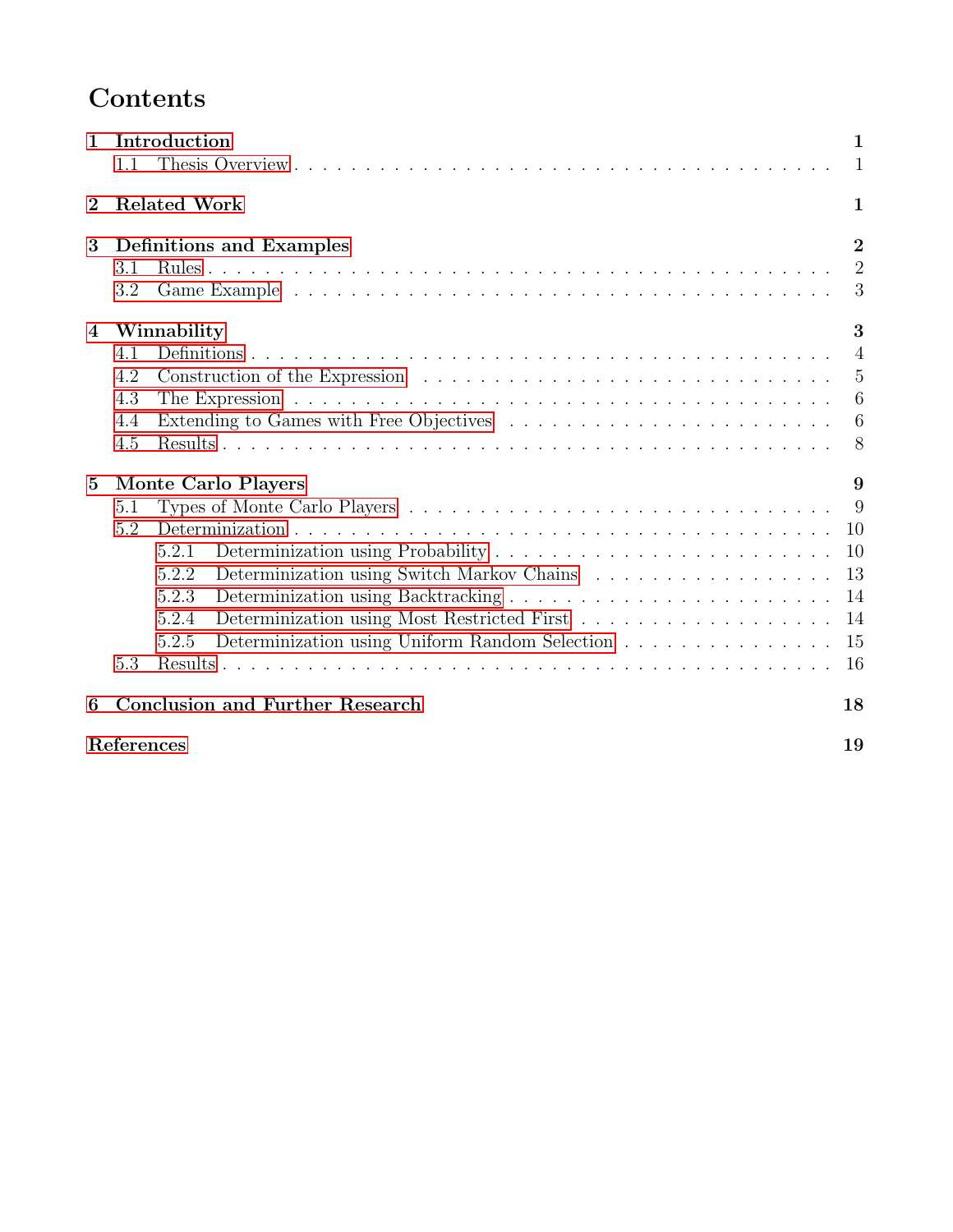# Contents

- **1 Introduction** — **1**
  - 1.1 Thesis Overview — 1
- **2 Related Work** — **1**
- **3 Definitions and Examples** — **2**
  - 3.1 Rules — 2
  - 3.2 Game Example — 3
- **4 Winnability** — **3**
  - 4.1 Definitions — 4
  - 4.2 Construction of the Expression — 5
  - 4.3 The Expression — 6
  - 4.4 Extending to Games with Free Objectives — 6
  - 4.5 Results — 8
- **5 Monte Carlo Players** — **9**
  - 5.1 Types of Monte Carlo Players — 9
  - 5.2 Determinization — 10
    - 5.2.1 Determinization using Probability — 10
    - 5.2.2 Determinization using Switch Markov Chains — 13
    - 5.2.3 Determinization using Backtracking — 14
    - 5.2.4 Determinization using Most Restricted First — 14
    - 5.2.5 Determinization using Uniform Random Selection — 15
  - 5.3 Results — 16
- **6 Conclusion and Further Research** — **18**
- **References** — **19**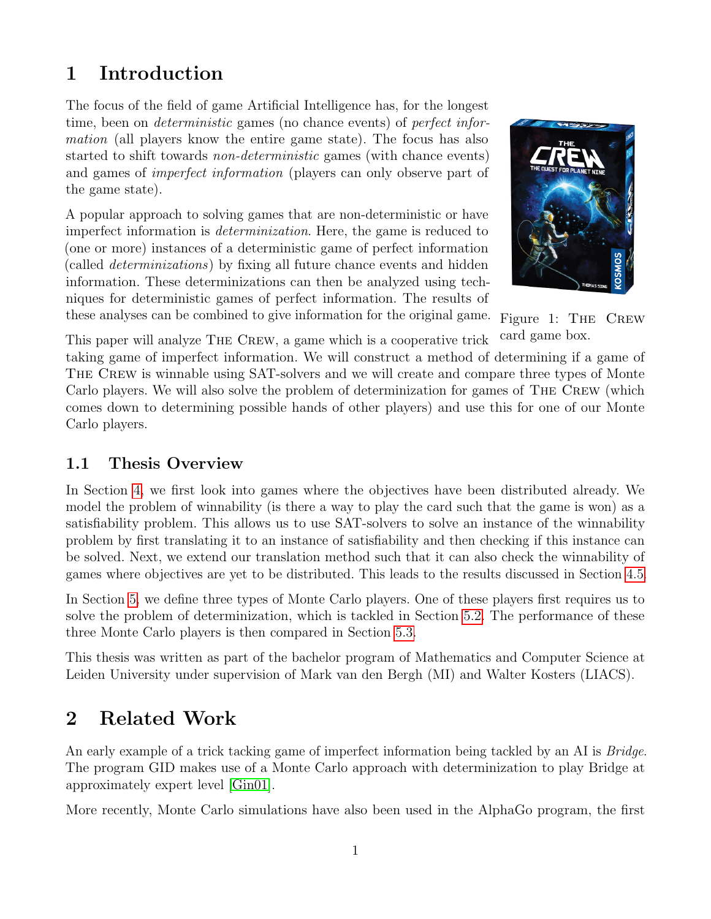# 1 Introduction

The focus of the field of game Artificial Intelligence has, for the longest time, been on *deterministic* games (no chance events) of *perfect information* (all players know the entire game state). The focus has also started to shift towards *non-deterministic* games (with chance events) and games of *imperfect information* (players can only observe part of the game state).

A popular approach to solving games that are non-deterministic or have imperfect information is *determinization*. Here, the game is reduced to (one or more) instances of a deterministic game of perfect information (called *determinizations*) by fixing all future chance events and hidden information. These determinizations can then be analyzed using techniques for deterministic games of perfect information. The results of these analyses can be combined to give information for the original game.

Figure 1: The Crew card game box.

This paper will analyze The Crew, a game which is a cooperative trick taking game of imperfect information. We will construct a method of determining if a game of The Crew is winnable using SAT-solvers and we will create and compare three types of Monte Carlo players. We will also solve the problem of determinization for games of The Crew (which comes down to determining possible hands of other players) and use this for one of our Monte Carlo players.

## 1.1 Thesis Overview

In Section 4, we first look into games where the objectives have been distributed already. We model the problem of winnability (is there a way to play the card such that the game is won) as a satisfiability problem. This allows us to use SAT-solvers to solve an instance of the winnability problem by first translating it to an instance of satisfiability and then checking if this instance can be solved. Next, we extend our translation method such that it can also check the winnability of games where objectives are yet to be distributed. This leads to the results discussed in Section 4.5.

In Section 5, we define three types of Monte Carlo players. One of these players first requires us to solve the problem of determinization, which is tackled in Section 5.2. The performance of these three Monte Carlo players is then compared in Section 5.3.

This thesis was written as part of the bachelor program of Mathematics and Computer Science at Leiden University under supervision of Mark van den Bergh (MI) and Walter Kosters (LIACS).

# 2 Related Work

An early example of a trick tacking game of imperfect information being tackled by an AI is *Bridge*. The program GID makes use of a Monte Carlo approach with determinization to play Bridge at approximately expert level [Gin01].

More recently, Monte Carlo simulations have also been used in the AlphaGo program, the first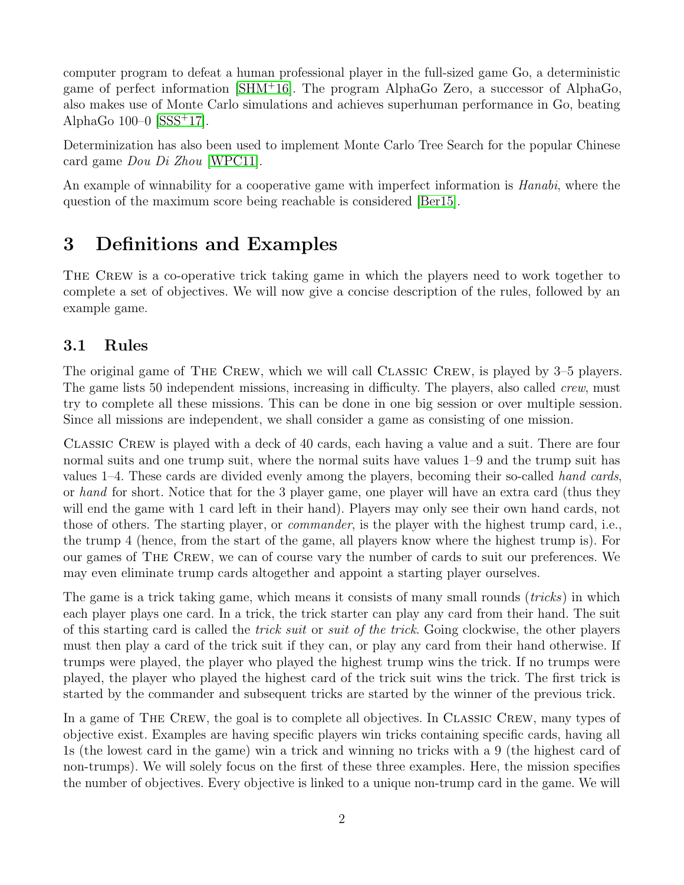computer program to defeat a human professional player in the full-sized game Go, a deterministic game of perfect information [SHM+16]. The program AlphaGo Zero, a successor of AlphaGo, also makes use of Monte Carlo simulations and achieves superhuman performance in Go, beating AlphaGo 100–0 [SSS+17].

Determinization has also been used to implement Monte Carlo Tree Search for the popular Chinese card game *Dou Di Zhou* [WPC11].

An example of winnability for a cooperative game with imperfect information is *Hanabi*, where the question of the maximum score being reachable is considered [Ber15].

# 3 Definitions and Examples

The Crew is a co-operative trick taking game in which the players need to work together to complete a set of objectives. We will now give a concise description of the rules, followed by an example game.

## 3.1 Rules

The original game of The Crew, which we will call Classic Crew, is played by 3–5 players. The game lists 50 independent missions, increasing in difficulty. The players, also called *crew*, must try to complete all these missions. This can be done in one big session or over multiple session. Since all missions are independent, we shall consider a game as consisting of one mission.

Classic Crew is played with a deck of 40 cards, each having a value and a suit. There are four normal suits and one trump suit, where the normal suits have values 1–9 and the trump suit has values 1–4. These cards are divided evenly among the players, becoming their so-called *hand cards*, or *hand* for short. Notice that for the 3 player game, one player will have an extra card (thus they will end the game with 1 card left in their hand). Players may only see their own hand cards, not those of others. The starting player, or *commander*, is the player with the highest trump card, i.e., the trump 4 (hence, from the start of the game, all players know where the highest trump is). For our games of The Crew, we can of course vary the number of cards to suit our preferences. We may even eliminate trump cards altogether and appoint a starting player ourselves.

The game is a trick taking game, which means it consists of many small rounds (*tricks*) in which each player plays one card. In a trick, the trick starter can play any card from their hand. The suit of this starting card is called the *trick suit* or *suit of the trick*. Going clockwise, the other players must then play a card of the trick suit if they can, or play any card from their hand otherwise. If trumps were played, the player who played the highest trump wins the trick. If no trumps were played, the player who played the highest card of the trick suit wins the trick. The first trick is started by the commander and subsequent tricks are started by the winner of the previous trick.

In a game of The Crew, the goal is to complete all objectives. In Classic Crew, many types of objective exist. Examples are having specific players win tricks containing specific cards, having all 1s (the lowest card in the game) win a trick and winning no tricks with a 9 (the highest card of non-trumps). We will solely focus on the first of these three examples. Here, the mission specifies the number of objectives. Every objective is linked to a unique non-trump card in the game. We will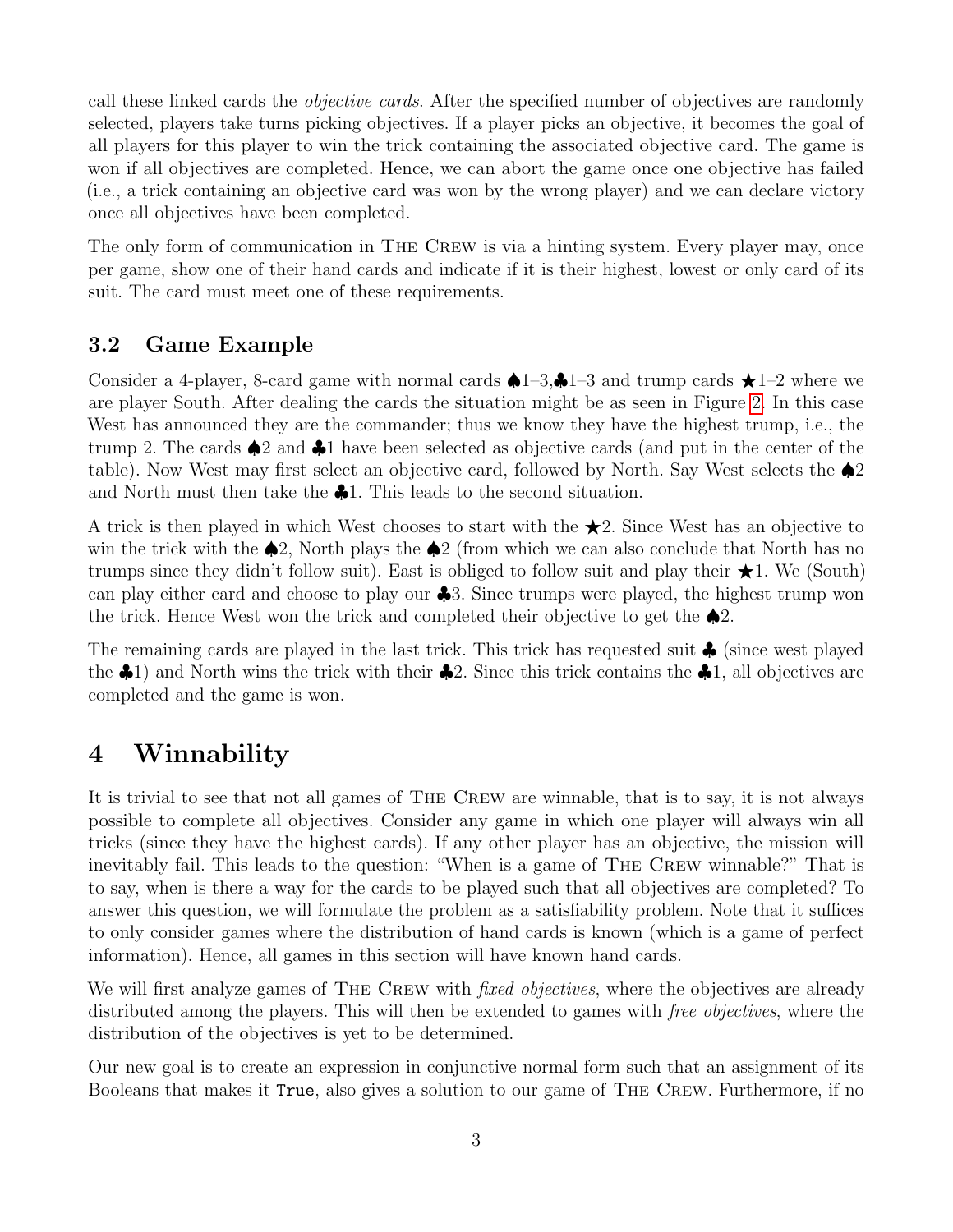call these linked cards the *objective cards*. After the specified number of objectives are randomly selected, players take turns picking objectives. If a player picks an objective, it becomes the goal of all players for this player to win the trick containing the associated objective card. The game is won if all objectives are completed. Hence, we can abort the game once one objective has failed (i.e., a trick containing an objective card was won by the wrong player) and we can declare victory once all objectives have been completed.

The only form of communication in THE CREW is via a hinting system. Every player may, once per game, show one of their hand cards and indicate if it is their highest, lowest or only card of its suit. The card must meet one of these requirements.

## 3.2 Game Example

Consider a 4-player, 8-card game with normal cards ♠1–3,♣1–3 and trump cards ★1–2 where we are player South. After dealing the cards the situation might be as seen in Figure 2. In this case West has announced they are the commander; thus we know they have the highest trump, i.e., the trump 2. The cards ♠2 and ♣1 have been selected as objective cards (and put in the center of the table). Now West may first select an objective card, followed by North. Say West selects the ♠2 and North must then take the ♣1. This leads to the second situation.

A trick is then played in which West chooses to start with the ★2. Since West has an objective to win the trick with the ♠2, North plays the ♠2 (from which we can also conclude that North has no trumps since they didn't follow suit). East is obliged to follow suit and play their ★1. We (South) can play either card and choose to play our ♣3. Since trumps were played, the highest trump won the trick. Hence West won the trick and completed their objective to get the ♠2.

The remaining cards are played in the last trick. This trick has requested suit ♣ (since west played the ♣1) and North wins the trick with their ♣2. Since this trick contains the ♣1, all objectives are completed and the game is won.

# 4 Winnability

It is trivial to see that not all games of THE CREW are winnable, that is to say, it is not always possible to complete all objectives. Consider any game in which one player will always win all tricks (since they have the highest cards). If any other player has an objective, the mission will inevitably fail. This leads to the question: "When is a game of THE CREW winnable?" That is to say, when is there a way for the cards to be played such that all objectives are completed? To answer this question, we will formulate the problem as a satisfiability problem. Note that it suffices to only consider games where the distribution of hand cards is known (which is a game of perfect information). Hence, all games in this section will have known hand cards.

We will first analyze games of THE CREW with *fixed objectives*, where the objectives are already distributed among the players. This will then be extended to games with *free objectives*, where the distribution of the objectives is yet to be determined.

Our new goal is to create an expression in conjunctive normal form such that an assignment of its Booleans that makes it `True`, also gives a solution to our game of THE CREW. Furthermore, if no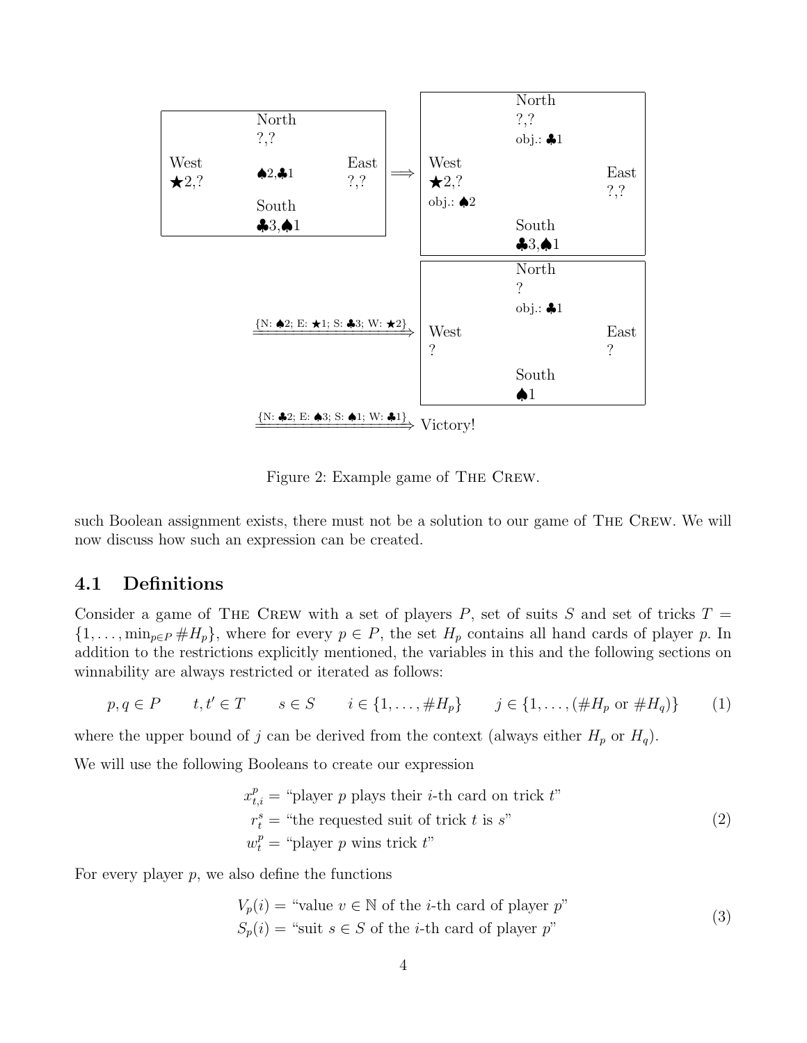North
?,?

West
★2,?

♠2,♣1

East
?,?

South
♣3,♠1

$\Longrightarrow$

North
?,?
obj.: ♣1

West
★2,?
obj.: ♠2

East
?,?

South
♣3,♠1

$\xRightarrow{\{\text{N: ♠2; E: ★1; S: ♣3; W: ★2}\}}$

North
?
obj.: ♣1

West
?

East
?

South
♠1

$\xRightarrow{\{\text{N: ♣2; E: ♠3; S: ♠1; W: ♣1}\}}$ Victory!

Figure 2: Example game of THE CREW.

such Boolean assignment exists, there must not be a solution to our game of THE CREW. We will now discuss how such an expression can be created.

## 4.1 Definitions

Consider a game of THE CREW with a set of players $P$, set of suits $S$ and set of tricks $T = \{1, \dots, \min_{p \in P} \#H_p\}$, where for every $p \in P$, the set $H_p$ contains all hand cards of player $p$. In addition to the restrictions explicitly mentioned, the variables in this and the following sections on winnability are always restricted or iterated as follows:

$$p, q \in P \qquad t, t' \in T \qquad s \in S \qquad i \in \{1, \dots, \#H_p\} \qquad j \in \{1, \dots, (\#H_p \text{ or } \#H_q)\} \tag{1}$$

where the upper bound of $j$ can be derived from the context (always either $H_p$ or $H_q$).

We will use the following Booleans to create our expression

$$\begin{aligned} x_{t,i}^p &= \text{“player } p \text{ plays their } i\text{-th card on trick } t\text{”} \\ r_t^s &= \text{“the requested suit of trick } t \text{ is } s\text{”} \\ w_t^p &= \text{“player } p \text{ wins trick } t\text{”} \end{aligned} \tag{2}$$

For every player $p$, we also define the functions

$$\begin{aligned} V_p(i) &= \text{“value } v \in \mathbb{N} \text{ of the } i\text{-th card of player } p\text{”} \\ S_p(i) &= \text{“suit } s \in S \text{ of the } i\text{-th card of player } p\text{”} \end{aligned} \tag{3}$$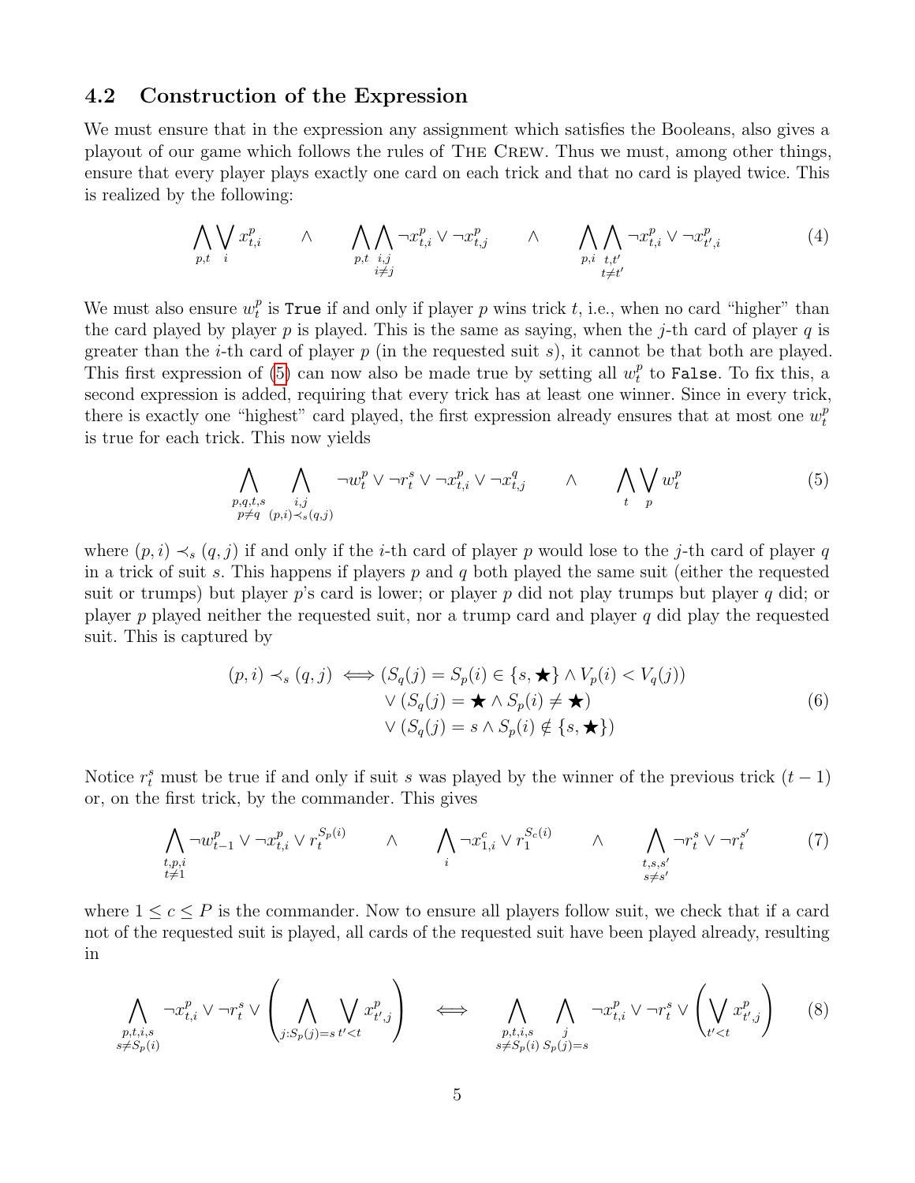### 4.2 Construction of the Expression

We must ensure that in the expression any assignment which satisfies the Booleans, also gives a playout of our game which follows the rules of The Crew. Thus we must, among other things, ensure that every player plays exactly one card on each trick and that no card is played twice. This is realized by the following:

$$\bigwedge_{p,t} \bigvee_{i} x^p_{t,i} \qquad \wedge \qquad \bigwedge_{p,t} \bigwedge_{\substack{i,j \\ i \neq j}} \neg x^p_{t,i} \vee \neg x^p_{t,j} \qquad \wedge \qquad \bigwedge_{p,i} \bigwedge_{\substack{t,t' \\ t \neq t'}} \neg x^p_{t,i} \vee \neg x^p_{t',i} \tag{4}$$

We must also ensure $w^p_t$ is `True` if and only if player $p$ wins trick $t$, i.e., when no card "higher" than the card played by player $p$ is played. This is the same as saying, when the $j$-th card of player $q$ is greater than the $i$-th card of player $p$ (in the requested suit $s$), it cannot be that both are played. This first expression of (5) can now also be made true by setting all $w^p_t$ to `False`. To fix this, a second expression is added, requiring that every trick has at least one winner. Since in every trick, there is exactly one "highest" card played, the first expression already ensures that at most one $w^p_t$ is true for each trick. This now yields

$$\bigwedge_{\substack{p,q,t,s \\ p \neq q}} \bigwedge_{\substack{i,j \\ (p,i) \prec_s (q,j)}} \neg w^p_t \vee \neg r^s_t \vee \neg x^p_{t,i} \vee \neg x^q_{t,j} \qquad \wedge \qquad \bigwedge_{t} \bigvee_{p} w^p_t \tag{5}$$

where $(p,i) \prec_s (q,j)$ if and only if the $i$-th card of player $p$ would lose to the $j$-th card of player $q$ in a trick of suit $s$. This happens if players $p$ and $q$ both played the same suit (either the requested suit or trumps) but player $p$'s card is lower; or player $p$ did not play trumps but player $q$ did; or player $p$ played neither the requested suit, nor a trump card and player $q$ did play the requested suit. This is captured by

$$\begin{aligned} (p,i) \prec_s (q,j) \iff & (S_q(j) = S_p(i) \in \{s, \bigstar\} \wedge V_p(i) < V_q(j)) \\ & \vee (S_q(j) = \bigstar \wedge S_p(i) \neq \bigstar) \\ & \vee (S_q(j) = s \wedge S_p(i) \notin \{s, \bigstar\}) \end{aligned} \tag{6}$$

Notice $r^s_t$ must be true if and only if suit $s$ was played by the winner of the previous trick $(t-1)$ or, on the first trick, by the commander. This gives

$$\bigwedge_{\substack{t,p,i \\ t \neq 1}} \neg w^p_{t-1} \vee \neg x^p_{t,i} \vee r^{S_p(i)}_t \qquad \wedge \qquad \bigwedge_{i} \neg x^c_{1,i} \vee r^{S_c(i)}_1 \qquad \wedge \qquad \bigwedge_{\substack{t,s,s' \\ s \neq s'}} \neg r^s_t \vee \neg r^{s'}_t \tag{7}$$

where $1 \leq c \leq P$ is the commander. Now to ensure all players follow suit, we check that if a card not of the requested suit is played, all cards of the requested suit have been played already, resulting in

$$\bigwedge_{\substack{p,t,i,s \\ s \neq S_p(i)}} \neg x^p_{t,i} \vee \neg r^s_t \vee \left( \bigwedge_{j: S_p(j) = s} \bigvee_{t' < t} x^p_{t',j} \right) \quad \iff \quad \bigwedge_{\substack{p,t,i,s \\ s \neq S_p(i)}} \bigwedge_{\substack{j \\ S_p(j) = s}} \neg x^p_{t,i} \vee \neg r^s_t \vee \left( \bigvee_{t' < t} x^p_{t',j} \right) \tag{8}$$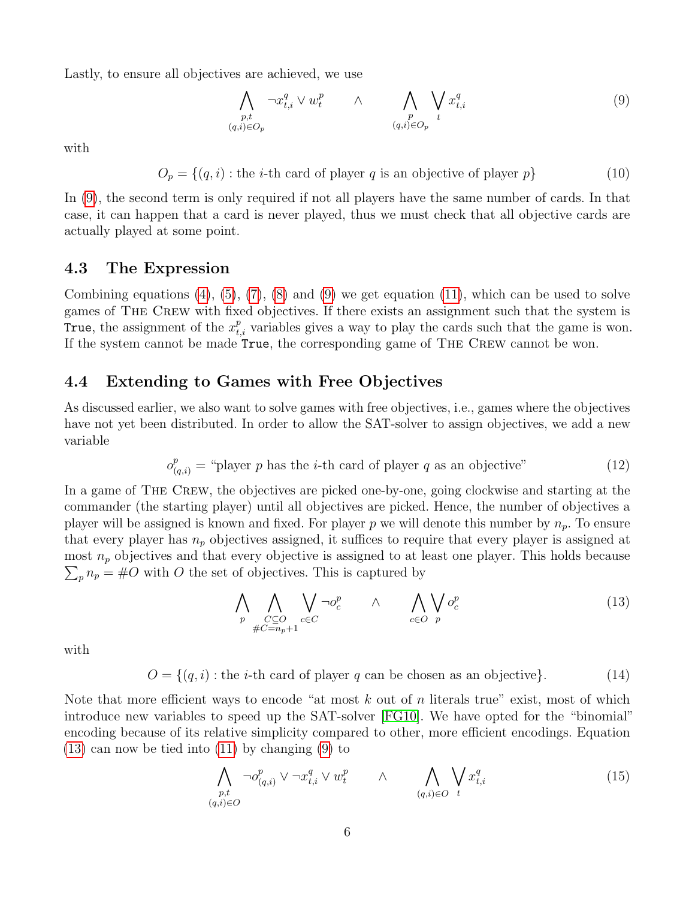Lastly, to ensure all objectives are achieved, we use

$$\bigwedge_{\substack{p,t \\ (q,i)\in O_p}} \neg x^q_{t,i} \vee w^p_t \qquad \wedge \qquad \bigwedge_{\substack{p \\ (q,i)\in O_p}} \bigvee_t x^q_{t,i} \tag{9}$$

with

$$O_p = \{(q,i) : \text{the } i\text{-th card of player } q \text{ is an objective of player } p\} \tag{10}$$

In (9), the second term is only required if not all players have the same number of cards. In that case, it can happen that a card is never played, thus we must check that all objective cards are actually played at some point.

## 4.3 The Expression

Combining equations (4), (5), (7), (8) and (9) we get equation (11), which can be used to solve games of The Crew with fixed objectives. If there exists an assignment such that the system is `True`, the assignment of the $x^p_{t,i}$ variables gives a way to play the cards such that the game is won. If the system cannot be made `True`, the corresponding game of The Crew cannot be won.

## 4.4 Extending to Games with Free Objectives

As discussed earlier, we also want to solve games with free objectives, i.e., games where the objectives have not yet been distributed. In order to allow the SAT-solver to assign objectives, we add a new variable

$$o^p_{(q,i)} = \text{“player } p \text{ has the } i\text{-th card of player } q \text{ as an objective”} \tag{12}$$

In a game of The Crew, the objectives are picked one-by-one, going clockwise and starting at the commander (the starting player) until all objectives are picked. Hence, the number of objectives a player will be assigned is known and fixed. For player $p$ we will denote this number by $n_p$. To ensure that every player has $n_p$ objectives assigned, it suffices to require that every player is assigned at most $n_p$ objectives and that every objective is assigned to at least one player. This holds because $\sum_p n_p = \#O$ with $O$ the set of objectives. This is captured by

$$\bigwedge_p \bigwedge_{\substack{C\subseteq O \\ \#C=n_p+1}} \bigvee_{c\in C} \neg o^p_c \qquad \wedge \qquad \bigwedge_{c\in O} \bigvee_p o^p_c \tag{13}$$

with

$$O = \{(q,i) : \text{the } i\text{-th card of player } q \text{ can be chosen as an objective}\}. \tag{14}$$

Note that more efficient ways to encode “at most $k$ out of $n$ literals true” exist, most of which introduce new variables to speed up the SAT-solver [FG10]. We have opted for the “binomial” encoding because of its relative simplicity compared to other, more efficient encodings. Equation (13) can now be tied into (11) by changing (9) to

$$\bigwedge_{\substack{p,t \\ (q,i)\in O}} \neg o^p_{(q,i)} \vee \neg x^q_{t,i} \vee w^p_t \qquad \wedge \qquad \bigwedge_{(q,i)\in O} \bigvee_t x^q_{t,i} \tag{15}$$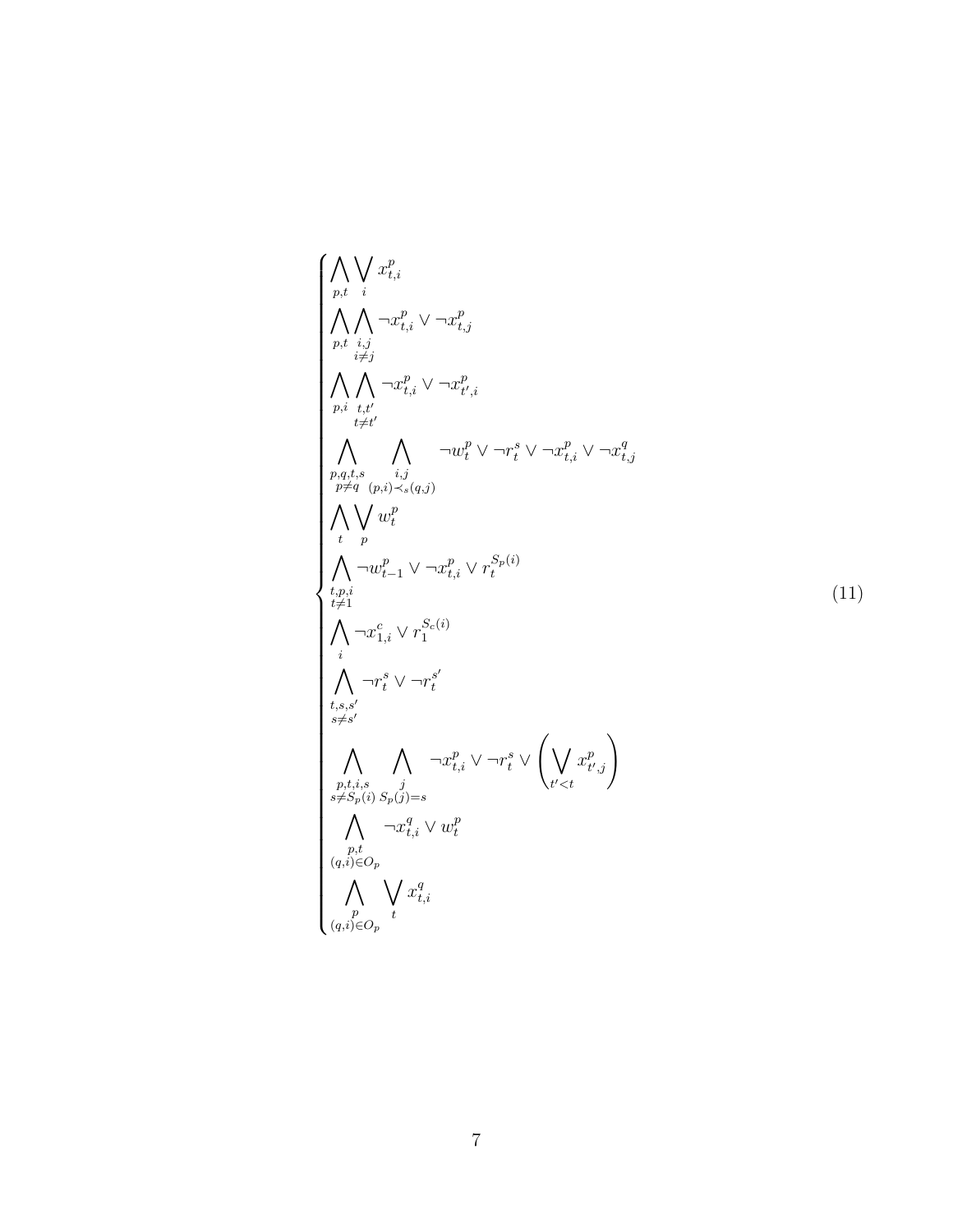$$
\begin{cases}
\bigwedge\limits_{p,t} \bigvee\limits_{i} x^p_{t,i} \\
\bigwedge\limits_{p,t} \bigwedge\limits_{\substack{i,j \\ i \neq j}} \neg x^p_{t,i} \vee \neg x^p_{t,j} \\
\bigwedge\limits_{p,i} \bigwedge\limits_{\substack{t,t' \\ t \neq t'}} \neg x^p_{t,i} \vee \neg x^p_{t',i} \\
\bigwedge\limits_{\substack{p,q,t,s \\ p \neq q}} \bigwedge\limits_{\substack{i,j \\ (p,i) \prec_s (q,j)}} \neg w^p_t \vee \neg r^s_t \vee \neg x^p_{t,i} \vee \neg x^q_{t,j} \\
\bigwedge\limits_{t} \bigvee\limits_{p} w^p_t \\
\bigwedge\limits_{\substack{t,p,i \\ t \neq 1}} \neg w^p_{t-1} \vee \neg x^p_{t,i} \vee r^{S_p(i)}_t \\
\bigwedge\limits_{i} \neg x^c_{1,i} \vee r^{S_c(i)}_1 \\
\bigwedge\limits_{\substack{t,s,s' \\ s \neq s'}} \neg r^s_t \vee \neg r^{s'}_t \\
\bigwedge\limits_{\substack{p,t,i,s \\ s \neq S_p(i)}} \bigwedge\limits_{\substack{j \\ S_p(j) = s}} \neg x^p_{t,i} \vee \neg r^s_t \vee \left( \bigvee\limits_{t' < t} x^p_{t',j} \right) \\
\bigwedge\limits_{\substack{p,t \\ (q,i) \in O_p}} \neg x^q_{t,i} \vee w^p_t \\
\bigwedge\limits_{\substack{p \\ (q,i) \in O_p}} \bigvee\limits_{t} x^q_{t,i}
\end{cases}
\tag{11}
$$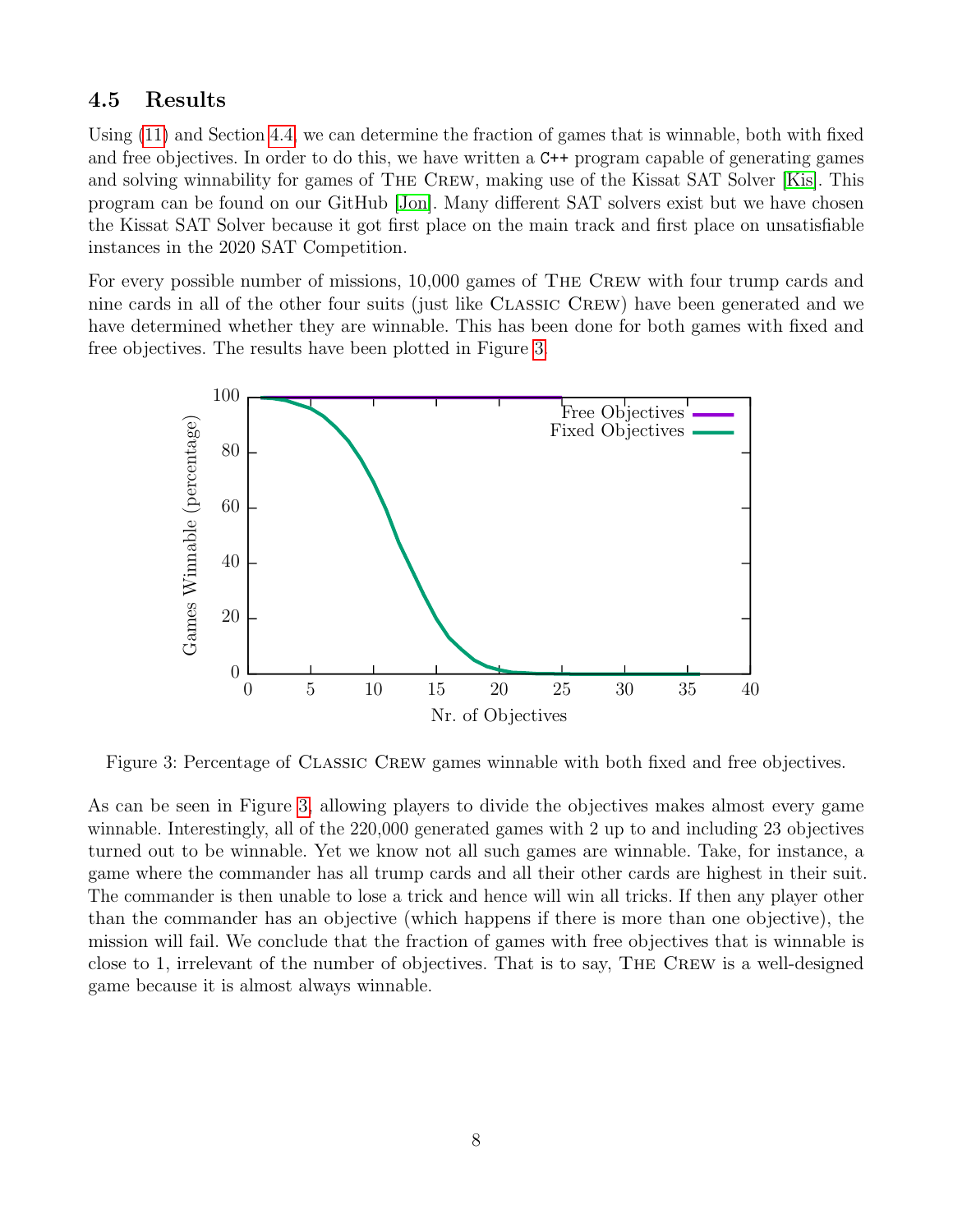### 4.5 Results

Using (11) and Section 4.4, we can determine the fraction of games that is winnable, both with fixed and free objectives. In order to do this, we have written a C++ program capable of generating games and solving winnability for games of The Crew, making use of the Kissat SAT Solver [Kis]. This program can be found on our GitHub [Jon]. Many different SAT solvers exist but we have chosen the Kissat SAT Solver because it got first place on the main track and first place on unsatisfiable instances in the 2020 SAT Competition.

For every possible number of missions, 10,000 games of The Crew with four trump cards and nine cards in all of the other four suits (just like Classic Crew) have been generated and we have determined whether they are winnable. This has been done for both games with fixed and free objectives. The results have been plotted in Figure 3.

Figure 3: Percentage of Classic Crew games winnable with both fixed and free objectives.

As can be seen in Figure 3, allowing players to divide the objectives makes almost every game winnable. Interestingly, all of the 220,000 generated games with 2 up to and including 23 objectives turned out to be winnable. Yet we know not all such games are winnable. Take, for instance, a game where the commander has all trump cards and all their other cards are highest in their suit. The commander is then unable to lose a trick and hence will win all tricks. If then any player other than the commander has an objective (which happens if there is more than one objective), the mission will fail. We conclude that the fraction of games with free objectives that is winnable is close to 1, irrelevant of the number of objectives. That is to say, The Crew is a well-designed game because it is almost always winnable.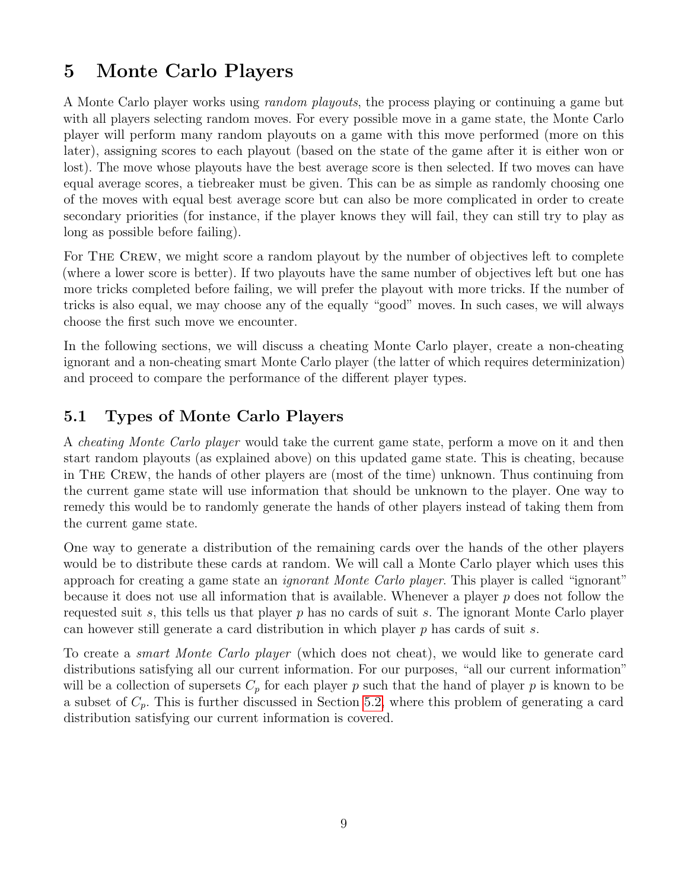# 5 Monte Carlo Players

A Monte Carlo player works using *random playouts*, the process playing or continuing a game but with all players selecting random moves. For every possible move in a game state, the Monte Carlo player will perform many random playouts on a game with this move performed (more on this later), assigning scores to each playout (based on the state of the game after it is either won or lost). The move whose playouts have the best average score is then selected. If two moves can have equal average scores, a tiebreaker must be given. This can be as simple as randomly choosing one of the moves with equal best average score but can also be more complicated in order to create secondary priorities (for instance, if the player knows they will fail, they can still try to play as long as possible before failing).

For The Crew, we might score a random playout by the number of objectives left to complete (where a lower score is better). If two playouts have the same number of objectives left but one has more tricks completed before failing, we will prefer the playout with more tricks. If the number of tricks is also equal, we may choose any of the equally "good" moves. In such cases, we will always choose the first such move we encounter.

In the following sections, we will discuss a cheating Monte Carlo player, create a non-cheating ignorant and a non-cheating smart Monte Carlo player (the latter of which requires determinization) and proceed to compare the performance of the different player types.

## 5.1 Types of Monte Carlo Players

A *cheating Monte Carlo player* would take the current game state, perform a move on it and then start random playouts (as explained above) on this updated game state. This is cheating, because in The Crew, the hands of other players are (most of the time) unknown. Thus continuing from the current game state will use information that should be unknown to the player. One way to remedy this would be to randomly generate the hands of other players instead of taking them from the current game state.

One way to generate a distribution of the remaining cards over the hands of the other players would be to distribute these cards at random. We will call a Monte Carlo player which uses this approach for creating a game state an *ignorant Monte Carlo player*. This player is called "ignorant" because it does not use all information that is available. Whenever a player $p$ does not follow the requested suit $s$, this tells us that player $p$ has no cards of suit $s$. The ignorant Monte Carlo player can however still generate a card distribution in which player $p$ has cards of suit $s$.

To create a *smart Monte Carlo player* (which does not cheat), we would like to generate card distributions satisfying all our current information. For our purposes, "all our current information" will be a collection of supersets $C_p$ for each player $p$ such that the hand of player $p$ is known to be a subset of $C_p$. This is further discussed in Section 5.2, where this problem of generating a card distribution satisfying our current information is covered.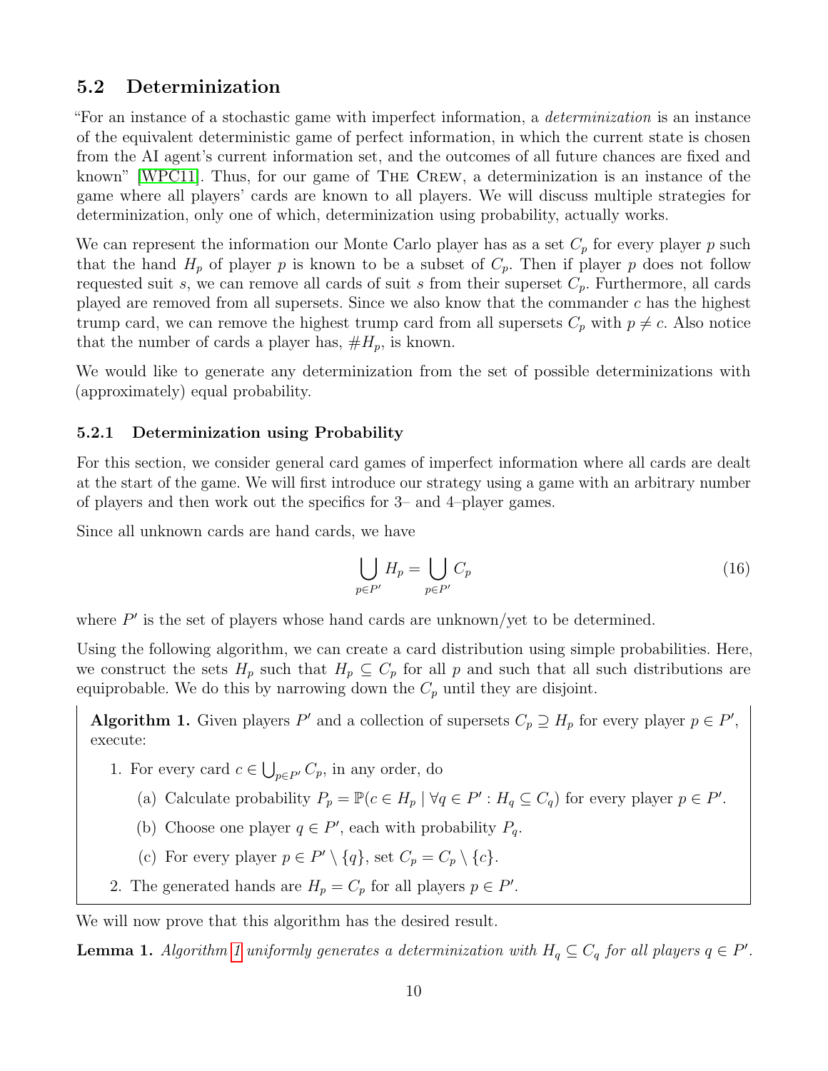## 5.2 Determinization

"For an instance of a stochastic game with imperfect information, a *determinization* is an instance of the equivalent deterministic game of perfect information, in which the current state is chosen from the AI agent's current information set, and the outcomes of all future chances are fixed and known" [WPC11]. Thus, for our game of The Crew, a determinization is an instance of the game where all players' cards are known to all players. We will discuss multiple strategies for determinization, only one of which, determinization using probability, actually works.

We can represent the information our Monte Carlo player has as a set $C_p$ for every player $p$ such that the hand $H_p$ of player $p$ is known to be a subset of $C_p$. Then if player $p$ does not follow requested suit $s$, we can remove all cards of suit $s$ from their superset $C_p$. Furthermore, all cards played are removed from all supersets. Since we also know that the commander $c$ has the highest trump card, we can remove the highest trump card from all supersets $C_p$ with $p \neq c$. Also notice that the number of cards a player has, $\#H_p$, is known.

We would like to generate any determinization from the set of possible determinizations with (approximately) equal probability.

### 5.2.1 Determinization using Probability

For this section, we consider general card games of imperfect information where all cards are dealt at the start of the game. We will first introduce our strategy using a game with an arbitrary number of players and then work out the specifics for 3– and 4–player games.

Since all unknown cards are hand cards, we have

$$\bigcup_{p \in P'} H_p = \bigcup_{p \in P'} C_p \tag{16}$$

where $P'$ is the set of players whose hand cards are unknown/yet to be determined.

Using the following algorithm, we can create a card distribution using simple probabilities. Here, we construct the sets $H_p$ such that $H_p \subseteq C_p$ for all $p$ and such that all such distributions are equiprobable. We do this by narrowing down the $C_p$ until they are disjoint.

**Algorithm 1.** Given players $P'$ and a collection of supersets $C_p \supseteq H_p$ for every player $p \in P'$, execute:

1. For every card $c \in \bigcup_{p \in P'} C_p$, in any order, do
   (a) Calculate probability $P_p = \mathbb{P}(c \in H_p \mid \forall q \in P' : H_q \subseteq C_q)$ for every player $p \in P'$.
   (b) Choose one player $q \in P'$, each with probability $P_q$.
   (c) For every player $p \in P' \setminus \{q\}$, set $C_p = C_p \setminus \{c\}$.
2. The generated hands are $H_p = C_p$ for all players $p \in P'$.

We will now prove that this algorithm has the desired result.

**Lemma 1.** *Algorithm 1 uniformly generates a determinization with $H_q \subseteq C_q$ for all players $q \in P'$.*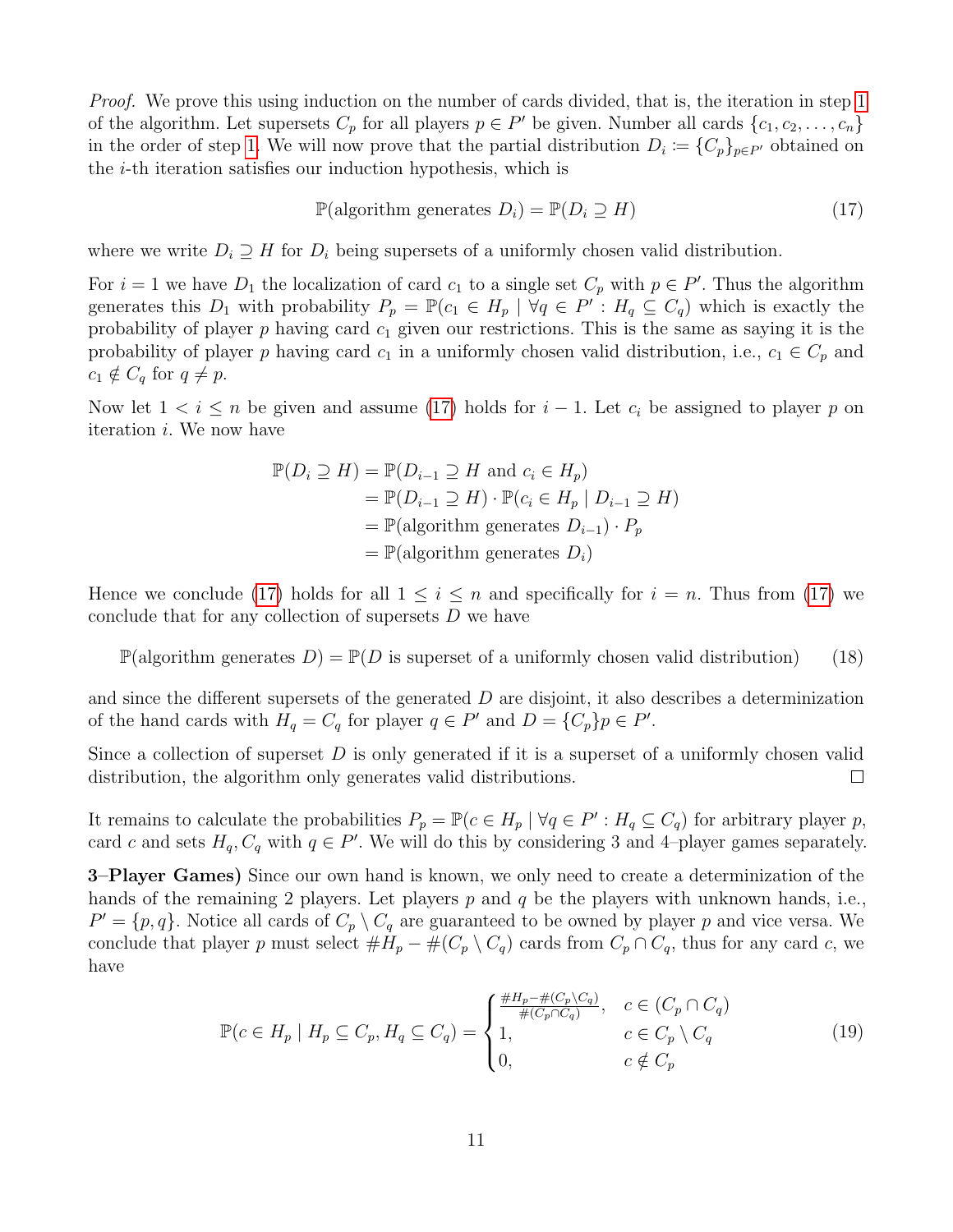*Proof.* We prove this using induction on the number of cards divided, that is, the iteration in step 1 of the algorithm. Let supersets $C_p$ for all players $p \in P'$ be given. Number all cards $\{c_1, c_2, \dots, c_n\}$ in the order of step 1. We will now prove that the partial distribution $D_i := \{C_p\}_{p \in P'}$ obtained on the $i$-th iteration satisfies our induction hypothesis, which is

$$\mathbb{P}(\text{algorithm generates } D_i) = \mathbb{P}(D_i \supseteq H) \tag{17}$$

where we write $D_i \supseteq H$ for $D_i$ being supersets of a uniformly chosen valid distribution.

For $i = 1$ we have $D_1$ the localization of card $c_1$ to a single set $C_p$ with $p \in P'$. Thus the algorithm generates this $D_1$ with probability $P_p = \mathbb{P}(c_1 \in H_p \mid \forall q \in P' : H_q \subseteq C_q)$ which is exactly the probability of player $p$ having card $c_1$ given our restrictions. This is the same as saying it is the probability of player $p$ having card $c_1$ in a uniformly chosen valid distribution, i.e., $c_1 \in C_p$ and $c_1 \notin C_q$ for $q \neq p$.

Now let $1 < i \leq n$ be given and assume (17) holds for $i - 1$. Let $c_i$ be assigned to player $p$ on iteration $i$. We now have

$$\begin{aligned}
\mathbb{P}(D_i \supseteq H) &= \mathbb{P}(D_{i-1} \supseteq H \text{ and } c_i \in H_p) \\
&= \mathbb{P}(D_{i-1} \supseteq H) \cdot \mathbb{P}(c_i \in H_p \mid D_{i-1} \supseteq H) \\
&= \mathbb{P}(\text{algorithm generates } D_{i-1}) \cdot P_p \\
&= \mathbb{P}(\text{algorithm generates } D_i)
\end{aligned}$$

Hence we conclude (17) holds for all $1 \leq i \leq n$ and specifically for $i = n$. Thus from (17) we conclude that for any collection of supersets $D$ we have

$$\mathbb{P}(\text{algorithm generates } D) = \mathbb{P}(D \text{ is superset of a uniformly chosen valid distribution}) \tag{18}$$

and since the different supersets of the generated $D$ are disjoint, it also describes a determinization of the hand cards with $H_q = C_q$ for player $q \in P'$ and $D = \{C_p\}p \in P'$.

Since a collection of superset $D$ is only generated if it is a superset of a uniformly chosen valid distribution, the algorithm only generates valid distributions. $\square$

It remains to calculate the probabilities $P_p = \mathbb{P}(c \in H_p \mid \forall q \in P' : H_q \subseteq C_q)$ for arbitrary player $p$, card $c$ and sets $H_q, C_q$ with $q \in P'$. We will do this by considering 3 and 4–player games separately.

**3–Player Games)** Since our own hand is known, we only need to create a determinization of the hands of the remaining 2 players. Let players $p$ and $q$ be the players with unknown hands, i.e., $P' = \{p, q\}$. Notice all cards of $C_p \setminus C_q$ are guaranteed to be owned by player $p$ and vice versa. We conclude that player $p$ must select $\#H_p - \#(C_p \setminus C_q)$ cards from $C_p \cap C_q$, thus for any card $c$, we have

$$\mathbb{P}(c \in H_p \mid H_p \subseteq C_p, H_q \subseteq C_q) = \begin{cases} \frac{\#H_p - \#(C_p \setminus C_q)}{\#(C_p \cap C_q)}, & c \in (C_p \cap C_q) \\ 1, & c \in C_p \setminus C_q \\ 0, & c \notin C_p \end{cases} \tag{19}$$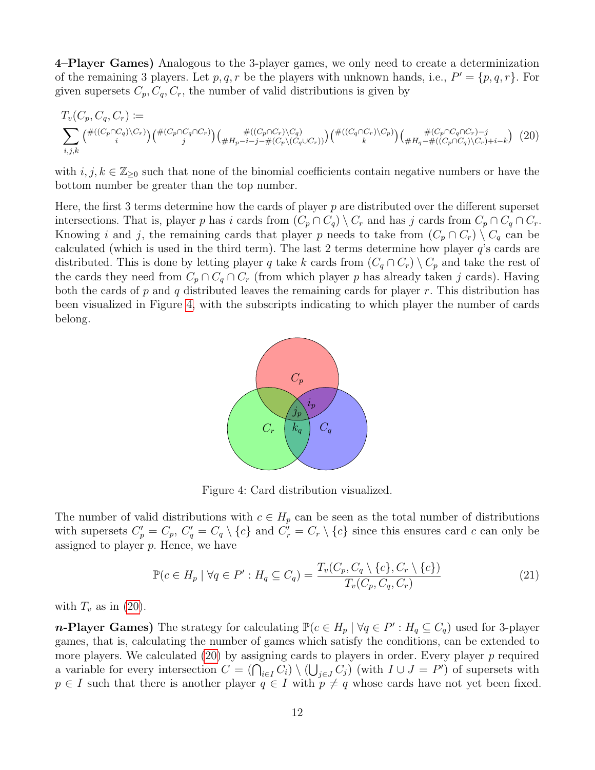**4–Player Games)** Analogous to the 3-player games, we only need to create a determinization of the remaining 3 players. Let $p, q, r$ be the players with unknown hands, i.e., $P' = \{p, q, r\}$. For given supersets $C_p, C_q, C_r$, the number of valid distributions is given by

$$T_v(C_p, C_q, C_r) \coloneqq \sum_{i,j,k} \binom{\#((C_p \cap C_q) \setminus C_r)}{i} \binom{\#(C_p \cap C_q \cap C_r)}{j} \binom{\#((C_p \cap C_r) \setminus C_q)}{\#H_p - i - j - \#(C_p \setminus (C_q \cup C_r))} \binom{\#((C_q \cap C_r) \setminus C_p)}{k} \binom{\#(C_p \cap C_q \cap C_r) - j}{\#H_q - \#((C_p \cap C_q) \setminus C_r) + i - k} \tag{20}$$

with $i, j, k \in \mathbb{Z}_{\geq 0}$ such that none of the binomial coefficients contain negative numbers or have the bottom number be greater than the top number.

Here, the first 3 terms determine how the cards of player $p$ are distributed over the different superset intersections. That is, player $p$ has $i$ cards from $(C_p \cap C_q) \setminus C_r$ and has $j$ cards from $C_p \cap C_q \cap C_r$. Knowing $i$ and $j$, the remaining cards that player $p$ needs to take from $(C_p \cap C_r) \setminus C_q$ can be calculated (which is used in the third term). The last 2 terms determine how player $q$'s cards are distributed. This is done by letting player $q$ take $k$ cards from $(C_q \cap C_r) \setminus C_p$ and take the rest of the cards they need from $C_p \cap C_q \cap C_r$ (from which player $p$ has already taken $j$ cards). Having both the cards of $p$ and $q$ distributed leaves the remaining cards for player $r$. This distribution has been visualized in Figure 4, with the subscripts indicating to which player the number of cards belong.

Figure 4: Card distribution visualized.

The number of valid distributions with $c \in H_p$ can be seen as the total number of distributions with supersets $C'_p = C_p$, $C'_q = C_q \setminus \{c\}$ and $C'_r = C_r \setminus \{c\}$ since this ensures card $c$ can only be assigned to player $p$. Hence, we have

$$\mathbb{P}(c \in H_p \mid \forall q \in P' : H_q \subseteq C_q) = \frac{T_v(C_p, C_q \setminus \{c\}, C_r \setminus \{c\})}{T_v(C_p, C_q, C_r)} \tag{21}$$

with $T_v$ as in (20).

***n*-Player Games)** The strategy for calculating $\mathbb{P}(c \in H_p \mid \forall q \in P' : H_q \subseteq C_q)$ used for 3-player games, that is, calculating the number of games which satisfy the conditions, can be extended to more players. We calculated (20) by assigning cards to players in order. Every player $p$ required a variable for every intersection $C = (\bigcap_{i \in I} C_i) \setminus (\bigcup_{j \in J} C_j)$ (with $I \cup J = P'$) of supersets with $p \in I$ such that there is another player $q \in I$ with $p \neq q$ whose cards have not yet been fixed.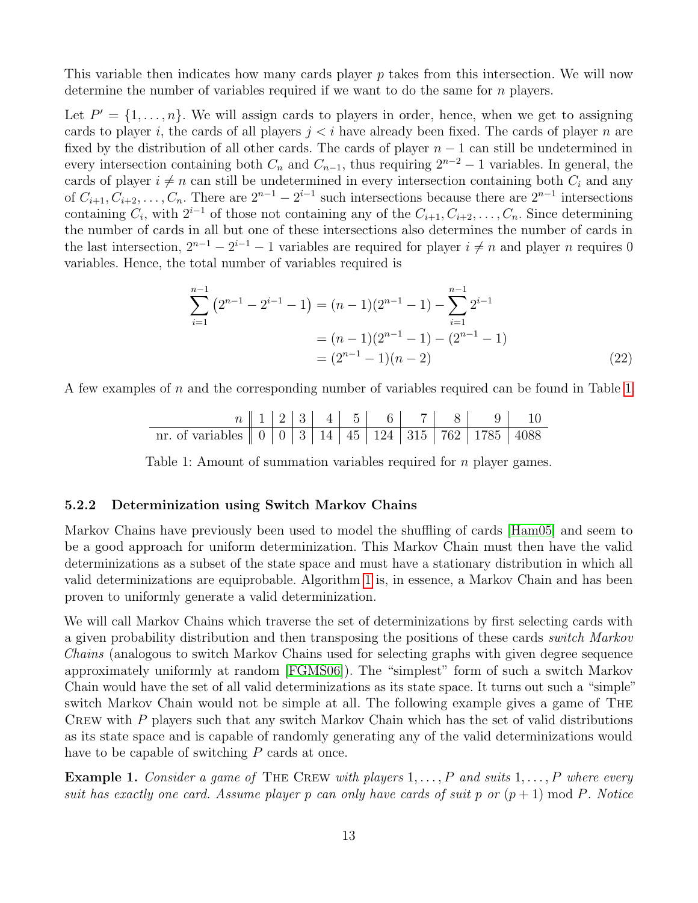This variable then indicates how many cards player $p$ takes from this intersection. We will now determine the number of variables required if we want to do the same for $n$ players.

Let $P' = \{1, \ldots, n\}$. We will assign cards to players in order, hence, when we get to assigning cards to player $i$, the cards of all players $j < i$ have already been fixed. The cards of player $n$ are fixed by the distribution of all other cards. The cards of player $n-1$ can still be undetermined in every intersection containing both $C_n$ and $C_{n-1}$, thus requiring $2^{n-2} - 1$ variables. In general, the cards of player $i \neq n$ can still be undetermined in every intersection containing both $C_i$ and any of $C_{i+1}, C_{i+2}, \ldots, C_n$. There are $2^{n-1} - 2^{i-1}$ such intersections because there are $2^{n-1}$ intersections containing $C_i$, with $2^{i-1}$ of those not containing any of the $C_{i+1}, C_{i+2}, \ldots, C_n$. Since determining the number of cards in all but one of these intersections also determines the number of cards in the last intersection, $2^{n-1} - 2^{i-1} - 1$ variables are required for player $i \neq n$ and player $n$ requires 0 variables. Hence, the total number of variables required is

$$
\begin{aligned}
\sum_{i=1}^{n-1} \left(2^{n-1} - 2^{i-1} - 1\right) &= (n-1)(2^{n-1} - 1) - \sum_{i=1}^{n-1} 2^{i-1} \\
&= (n-1)(2^{n-1} - 1) - (2^{n-1} - 1) \\
&= (2^{n-1} - 1)(n-2)
\end{aligned} \tag{22}
$$

A few examples of $n$ and the corresponding number of variables required can be found in Table 1.

| $n$ | 1 | 2 | 3 | 4 | 5 | 6 | 7 | 8 | 9 | 10 |
|---|---|---|---|---|---|---|---|---|---|---|
| nr. of variables | 0 | 0 | 3 | 14 | 45 | 124 | 315 | 762 | 1785 | 4088 |

Table 1: Amount of summation variables required for $n$ player games.

### 5.2.2 Determinization using Switch Markov Chains

Markov Chains have previously been used to model the shuffling of cards [Ham05] and seem to be a good approach for uniform determinization. This Markov Chain must then have the valid determinizations as a subset of the state space and must have a stationary distribution in which all valid determinizations are equiprobable. Algorithm 1 is, in essence, a Markov Chain and has been proven to uniformly generate a valid determinization.

We will call Markov Chains which traverse the set of determinizations by first selecting cards with a given probability distribution and then transposing the positions of these cards *switch Markov Chains* (analogous to switch Markov Chains used for selecting graphs with given degree sequence approximately uniformly at random [FGMS06]). The "simplest" form of such a switch Markov Chain would have the set of all valid determinizations as its state space. It turns out such a "simple" switch Markov Chain would not be simple at all. The following example gives a game of The Crew with $P$ players such that any switch Markov Chain which has the set of valid distributions as its state space and is capable of randomly generating any of the valid determinizations would have to be capable of switching $P$ cards at once.

**Example 1.** *Consider a game of* The Crew *with players* $1, \ldots, P$ *and suits* $1, \ldots, P$ *where every suit has exactly one card. Assume player* $p$ *can only have cards of suit* $p$ *or* $(p+1) \bmod P$*. Notice*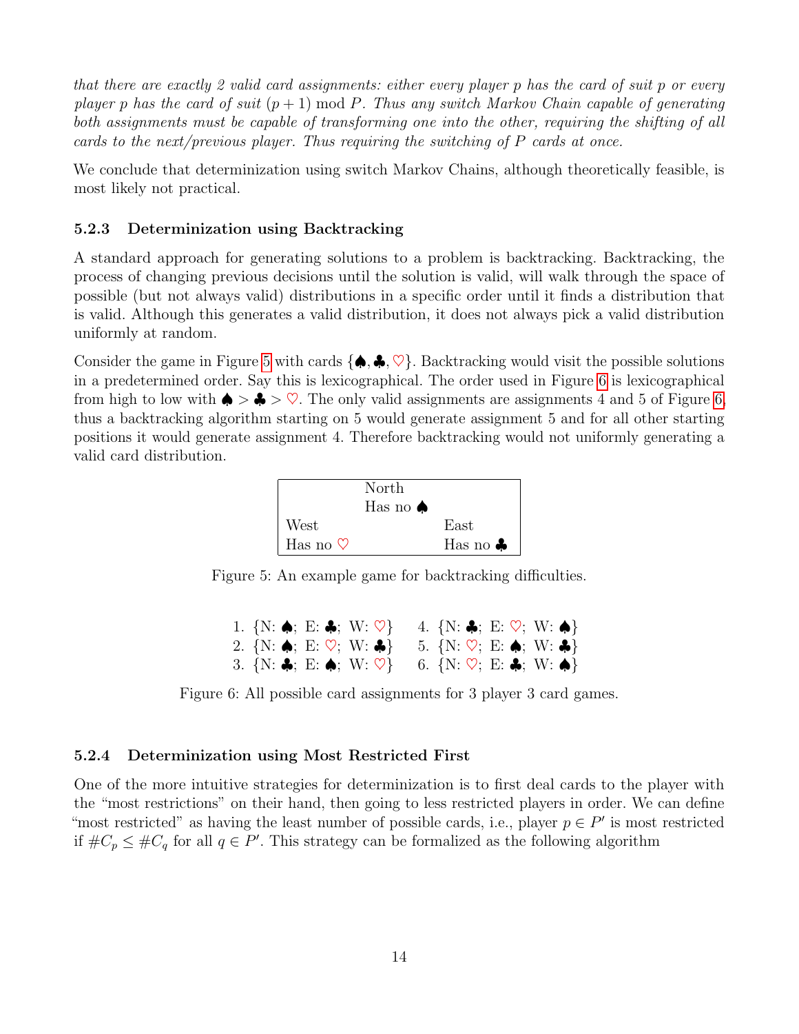*that there are exactly 2 valid card assignments: either every player $p$ has the card of suit $p$ or every player $p$ has the card of suit $(p+1) \bmod P$. Thus any switch Markov Chain capable of generating both assignments must be capable of transforming one into the other, requiring the shifting of all cards to the next/previous player. Thus requiring the switching of $P$ cards at once.*

We conclude that determinization using switch Markov Chains, although theoretically feasible, is most likely not practical.

#### 5.2.3 Determinization using Backtracking

A standard approach for generating solutions to a problem is backtracking. Backtracking, the process of changing previous decisions until the solution is valid, will walk through the space of possible (but not always valid) distributions in a specific order until it finds a distribution that is valid. Although this generates a valid distribution, it does not always pick a valid distribution uniformly at random.

Consider the game in Figure 5 with cards {♠, ♣, ♡}. Backtracking would visit the possible solutions in a predetermined order. Say this is lexicographical. The order used in Figure 6 is lexicographical from high to low with ♠ > ♣ > ♡. The only valid assignments are assignments 4 and 5 of Figure 6, thus a backtracking algorithm starting on 5 would generate assignment 5 and for all other starting positions it would generate assignment 4. Therefore backtracking would not uniformly generating a valid card distribution.

| | North<br>Has no ♠ | |
|---|---|---|
| West<br>Has no ♡ | | East<br>Has no ♣ |

Figure 5: An example game for backtracking difficulties.

1. {N: ♠; E: ♣; W: ♡}
2. {N: ♠; E: ♡; W: ♣}
3. {N: ♣; E: ♠; W: ♡}
4. {N: ♣; E: ♡; W: ♠}
5. {N: ♡; E: ♠; W: ♣}
6. {N: ♡; E: ♣; W: ♠}

Figure 6: All possible card assignments for 3 player 3 card games.

#### 5.2.4 Determinization using Most Restricted First

One of the more intuitive strategies for determinization is to first deal cards to the player with the "most restrictions" on their hand, then going to less restricted players in order. We can define "most restricted" as having the least number of possible cards, i.e., player $p \in P'$ is most restricted if $\#C_p \leq \#C_q$ for all $q \in P'$. This strategy can be formalized as the following algorithm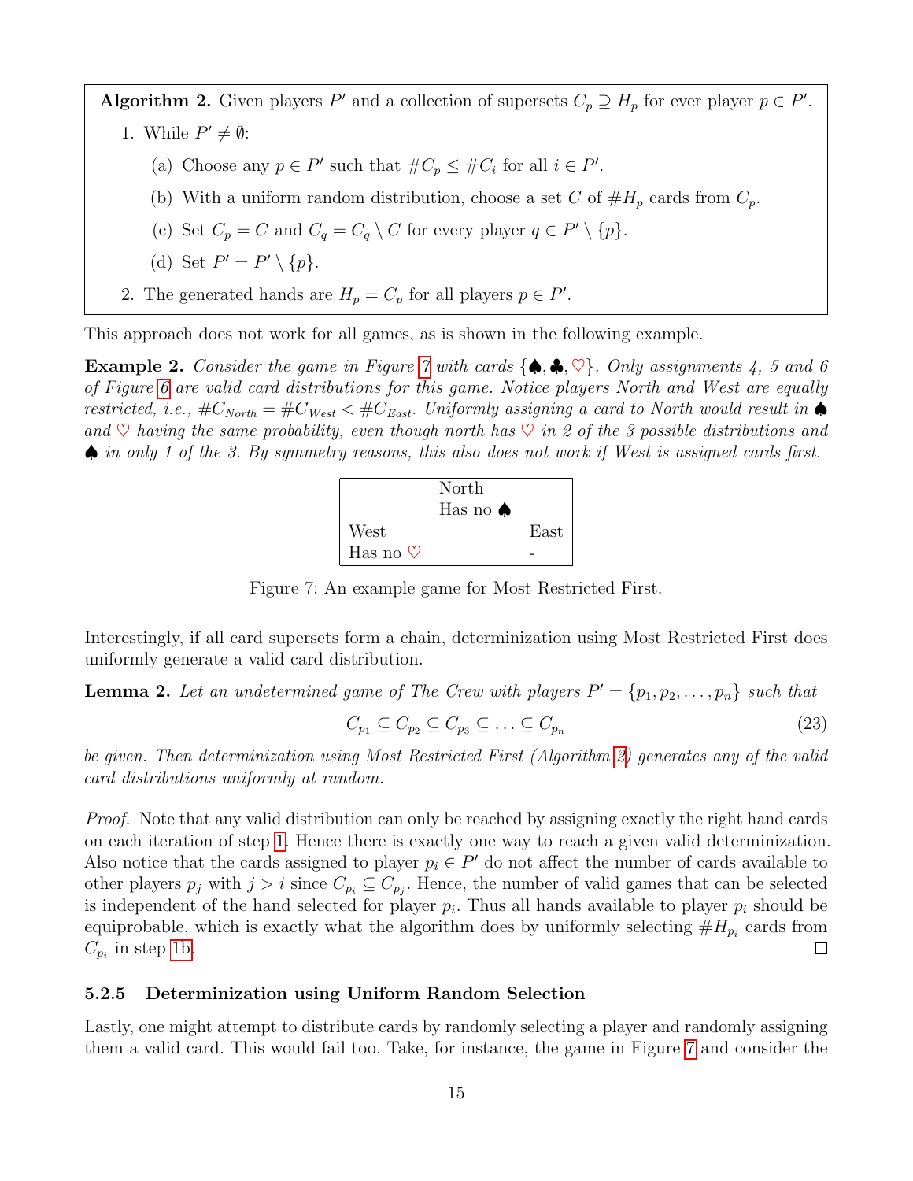**Algorithm 2.** Given players $P'$ and a collection of supersets $C_p \supseteq H_p$ for ever player $p \in P'$.

1. While $P' \neq \emptyset$:
   (a) Choose any $p \in P'$ such that $\#C_p \leq \#C_i$ for all $i \in P'$.
   (b) With a uniform random distribution, choose a set $C$ of $\#H_p$ cards from $C_p$.
   (c) Set $C_p = C$ and $C_q = C_q \setminus C$ for every player $q \in P' \setminus \{p\}$.
   (d) Set $P' = P' \setminus \{p\}$.
2. The generated hands are $H_p = C_p$ for all players $p \in P'$.

This approach does not work for all games, as is shown in the following example.

**Example 2.** *Consider the game in Figure 7 with cards $\{\spadesuit, \clubsuit, \heartsuit\}$. Only assignments 4, 5 and 6 of Figure 6 are valid card distributions for this game. Notice players North and West are equally restricted, i.e., $\#C_{North} = \#C_{West} < \#C_{East}$. Uniformly assigning a card to North would result in $\spadesuit$ and $\heartsuit$ having the same probability, even though north has $\heartsuit$ in 2 of the 3 possible distributions and $\spadesuit$ in only 1 of the 3. By symmetry reasons, this also does not work if West is assigned cards first.*

| West | North | East |
|---|---|---|
| | Has no $\spadesuit$ | |
| Has no $\heartsuit$ | | - |

Figure 7: An example game for Most Restricted First.

Interestingly, if all card supersets form a chain, determinization using Most Restricted First does uniformly generate a valid card distribution.

**Lemma 2.** *Let an undetermined game of The Crew with players $P' = \{p_1, p_2, \ldots, p_n\}$ such that*

$$C_{p_1} \subseteq C_{p_2} \subseteq C_{p_3} \subseteq \ldots \subseteq C_{p_n} \tag{23}$$

*be given. Then determinization using Most Restricted First (Algorithm 2) generates any of the valid card distributions uniformly at random.*

*Proof.* Note that any valid distribution can only be reached by assigning exactly the right hand cards on each iteration of step 1. Hence there is exactly one way to reach a given valid determinization. Also notice that the cards assigned to player $p_i \in P'$ do not affect the number of cards available to other players $p_j$ with $j > i$ since $C_{p_i} \subseteq C_{p_j}$. Hence, the number of valid games that can be selected is independent of the hand selected for player $p_i$. Thus all hands available to player $p_i$ should be equiprobable, which is exactly what the algorithm does by uniformly selecting $\#H_{p_i}$ cards from $C_{p_i}$ in step 1b. ◻

### 5.2.5 Determinization using Uniform Random Selection

Lastly, one might attempt to distribute cards by randomly selecting a player and randomly assigning them a valid card. This would fail too. Take, for instance, the game in Figure 7 and consider the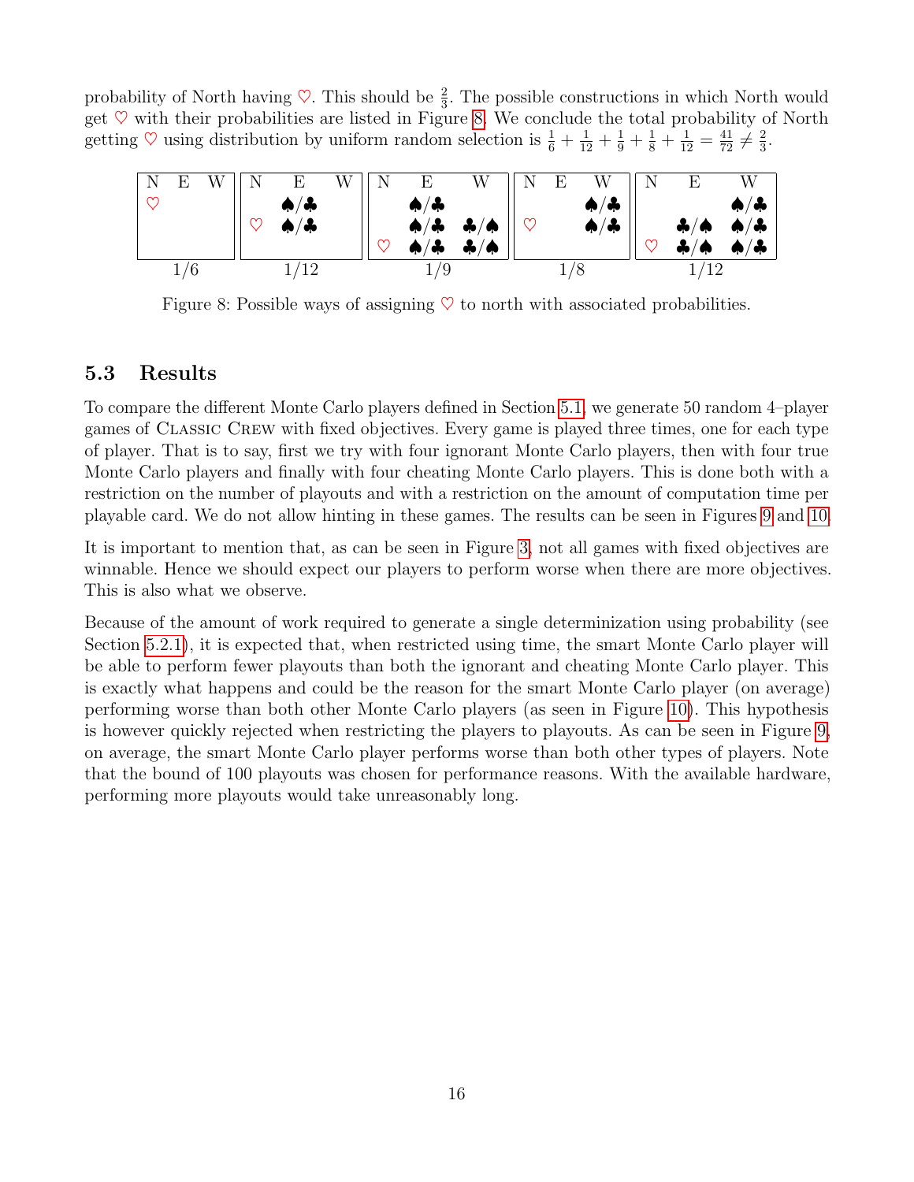probability of North having ♡. This should be $\frac{2}{3}$. The possible constructions in which North would get ♡ with their probabilities are listed in Figure 8. We conclude the total probability of North getting ♡ using distribution by uniform random selection is $\frac{1}{6} + \frac{1}{12} + \frac{1}{9} + \frac{1}{8} + \frac{1}{12} = \frac{41}{72} \neq \frac{2}{3}$.

| N | E | W |
|---|---|---|
| ♡ | | |

1/6

| N | E | W |
|---|---|---|
| | ♠/♣ | |
| ♡ | ♠/♣ | |

1/12

| N | E | W |
|---|---|---|
| | ♠/♣ | |
| | ♠/♣ | ♣/♠ |
| ♡ | ♠/♣ | ♣/♠ |

1/9

| N | E | W |
|---|---|---|
| | | ♠/♣ |
| ♡ | | ♠/♣ |

1/8

| N | E | W |
|---|---|---|
| | | ♠/♣ |
| | ♣/♠ | ♠/♣ |
| ♡ | ♣/♠ | ♠/♣ |

1/12

Figure 8: Possible ways of assigning ♡ to north with associated probabilities.

### 5.3 Results

To compare the different Monte Carlo players defined in Section 5.1, we generate 50 random 4–player games of Classic Crew with fixed objectives. Every game is played three times, one for each type of player. That is to say, first we try with four ignorant Monte Carlo players, then with four true Monte Carlo players and finally with four cheating Monte Carlo players. This is done both with a restriction on the number of playouts and with a restriction on the amount of computation time per playable card. We do not allow hinting in these games. The results can be seen in Figures 9 and 10.

It is important to mention that, as can be seen in Figure 3, not all games with fixed objectives are winnable. Hence we should expect our players to perform worse when there are more objectives. This is also what we observe.

Because of the amount of work required to generate a single determinization using probability (see Section 5.2.1), it is expected that, when restricted using time, the smart Monte Carlo player will be able to perform fewer playouts than both the ignorant and cheating Monte Carlo player. This is exactly what happens and could be the reason for the smart Monte Carlo player (on average) performing worse than both other Monte Carlo players (as seen in Figure 10). This hypothesis is however quickly rejected when restricting the players to playouts. As can be seen in Figure 9, on average, the smart Monte Carlo player performs worse than both other types of players. Note that the bound of 100 playouts was chosen for performance reasons. With the available hardware, performing more playouts would take unreasonably long.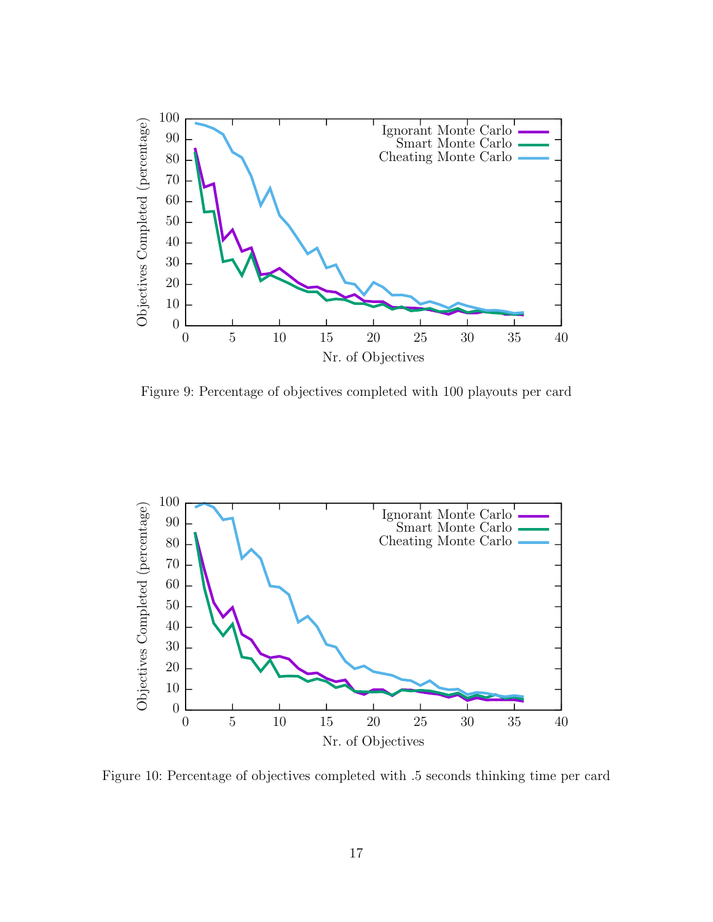Figure 9: Percentage of objectives completed with 100 playouts per card

Figure 10: Percentage of objectives completed with .5 seconds thinking time per card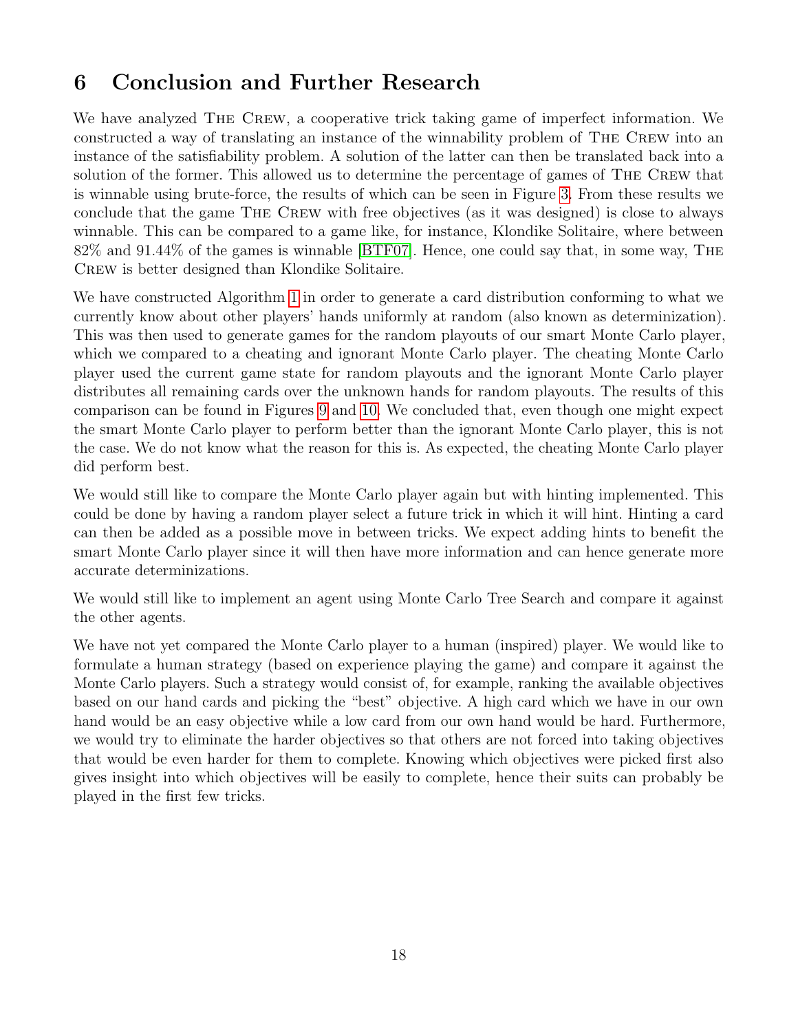# 6 Conclusion and Further Research

We have analyzed The Crew, a cooperative trick taking game of imperfect information. We constructed a way of translating an instance of the winnability problem of The Crew into an instance of the satisfiability problem. A solution of the latter can then be translated back into a solution of the former. This allowed us to determine the percentage of games of The Crew that is winnable using brute-force, the results of which can be seen in Figure 3. From these results we conclude that the game The Crew with free objectives (as it was designed) is close to always winnable. This can be compared to a game like, for instance, Klondike Solitaire, where between 82% and 91.44% of the games is winnable [BTF07]. Hence, one could say that, in some way, The Crew is better designed than Klondike Solitaire.

We have constructed Algorithm 1 in order to generate a card distribution conforming to what we currently know about other players' hands uniformly at random (also known as determinization). This was then used to generate games for the random playouts of our smart Monte Carlo player, which we compared to a cheating and ignorant Monte Carlo player. The cheating Monte Carlo player used the current game state for random playouts and the ignorant Monte Carlo player distributes all remaining cards over the unknown hands for random playouts. The results of this comparison can be found in Figures 9 and 10. We concluded that, even though one might expect the smart Monte Carlo player to perform better than the ignorant Monte Carlo player, this is not the case. We do not know what the reason for this is. As expected, the cheating Monte Carlo player did perform best.

We would still like to compare the Monte Carlo player again but with hinting implemented. This could be done by having a random player select a future trick in which it will hint. Hinting a card can then be added as a possible move in between tricks. We expect adding hints to benefit the smart Monte Carlo player since it will then have more information and can hence generate more accurate determinizations.

We would still like to implement an agent using Monte Carlo Tree Search and compare it against the other agents.

We have not yet compared the Monte Carlo player to a human (inspired) player. We would like to formulate a human strategy (based on experience playing the game) and compare it against the Monte Carlo players. Such a strategy would consist of, for example, ranking the available objectives based on our hand cards and picking the "best" objective. A high card which we have in our own hand would be an easy objective while a low card from our own hand would be hard. Furthermore, we would try to eliminate the harder objectives so that others are not forced into taking objectives that would be even harder for them to complete. Knowing which objectives were picked first also gives insight into which objectives will be easily to complete, hence their suits can probably be played in the first few tricks.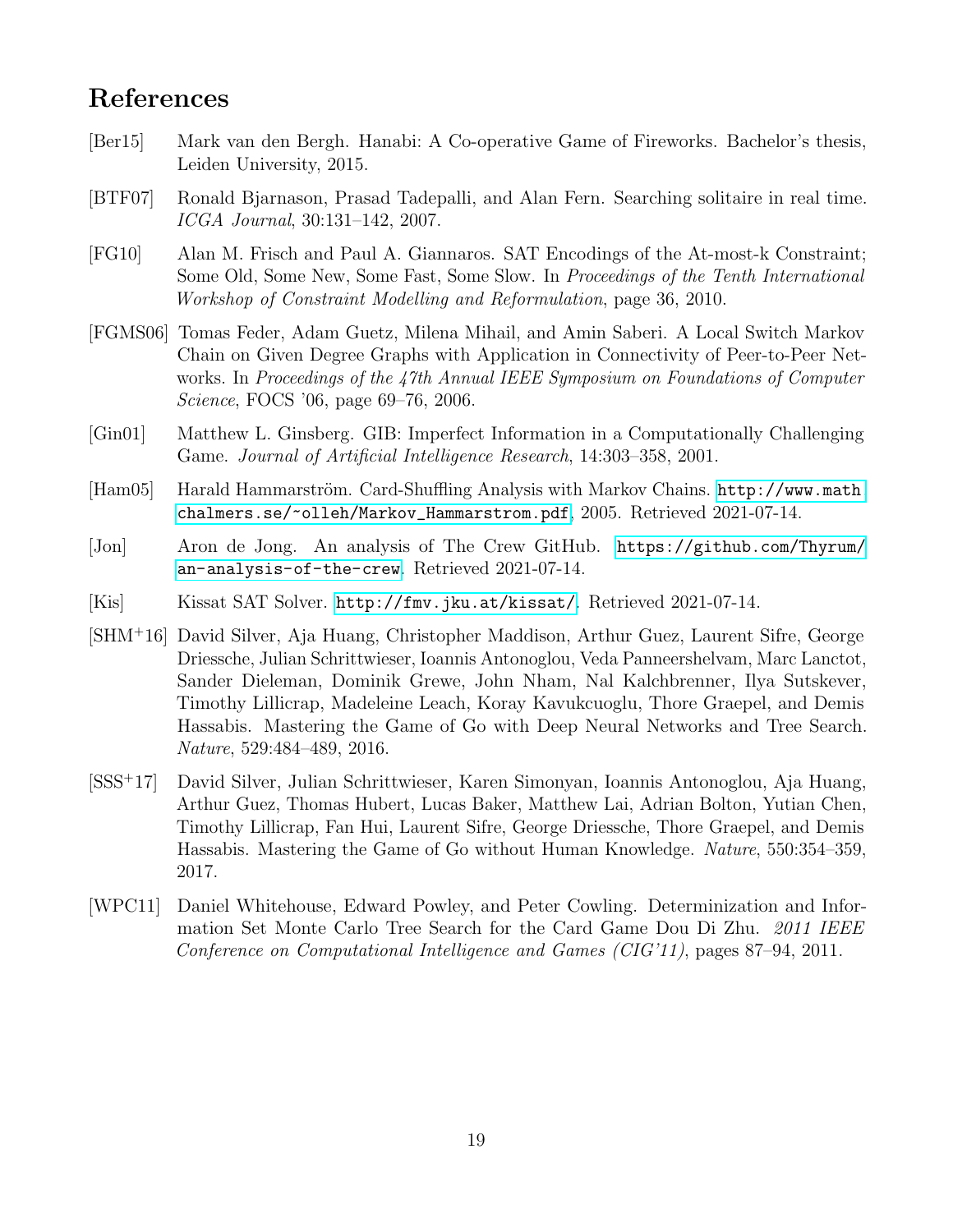# References

[Ber15] Mark van den Bergh. Hanabi: A Co-operative Game of Fireworks. Bachelor's thesis, Leiden University, 2015.

[BTF07] Ronald Bjarnason, Prasad Tadepalli, and Alan Fern. Searching solitaire in real time. *ICGA Journal*, 30:131–142, 2007.

[FG10] Alan M. Frisch and Paul A. Giannaros. SAT Encodings of the At-most-k Constraint; Some Old, Some New, Some Fast, Some Slow. In *Proceedings of the Tenth International Workshop of Constraint Modelling and Reformulation*, page 36, 2010.

[FGMS06] Tomas Feder, Adam Guetz, Milena Mihail, and Amin Saberi. A Local Switch Markov Chain on Given Degree Graphs with Application in Connectivity of Peer-to-Peer Networks. In *Proceedings of the 47th Annual IEEE Symposium on Foundations of Computer Science*, FOCS '06, page 69–76, 2006.

[Gin01] Matthew L. Ginsberg. GIB: Imperfect Information in a Computationally Challenging Game. *Journal of Artificial Intelligence Research*, 14:303–358, 2001.

[Ham05] Harald Hammarström. Card-Shuffling Analysis with Markov Chains. `http://www.math.chalmers.se/~olleh/Markov_Hammarstrom.pdf`, 2005. Retrieved 2021-07-14.

[Jon] Aron de Jong. An analysis of The Crew GitHub. `https://github.com/Thyrum/an-analysis-of-the-crew`. Retrieved 2021-07-14.

[Kis] Kissat SAT Solver. `http://fmv.jku.at/kissat/`. Retrieved 2021-07-14.

[SHM+16] David Silver, Aja Huang, Christopher Maddison, Arthur Guez, Laurent Sifre, George Driessche, Julian Schrittwieser, Ioannis Antonoglou, Veda Panneershelvam, Marc Lanctot, Sander Dieleman, Dominik Grewe, John Nham, Nal Kalchbrenner, Ilya Sutskever, Timothy Lillicrap, Madeleine Leach, Koray Kavukcuoglu, Thore Graepel, and Demis Hassabis. Mastering the Game of Go with Deep Neural Networks and Tree Search. *Nature*, 529:484–489, 2016.

[SSS+17] David Silver, Julian Schrittwieser, Karen Simonyan, Ioannis Antonoglou, Aja Huang, Arthur Guez, Thomas Hubert, Lucas Baker, Matthew Lai, Adrian Bolton, Yutian Chen, Timothy Lillicrap, Fan Hui, Laurent Sifre, George Driessche, Thore Graepel, and Demis Hassabis. Mastering the Game of Go without Human Knowledge. *Nature*, 550:354–359, 2017.

[WPC11] Daniel Whitehouse, Edward Powley, and Peter Cowling. Determinization and Information Set Monte Carlo Tree Search for the Card Game Dou Di Zhu. *2011 IEEE Conference on Computational Intelligence and Games (CIG'11)*, pages 87–94, 2011.